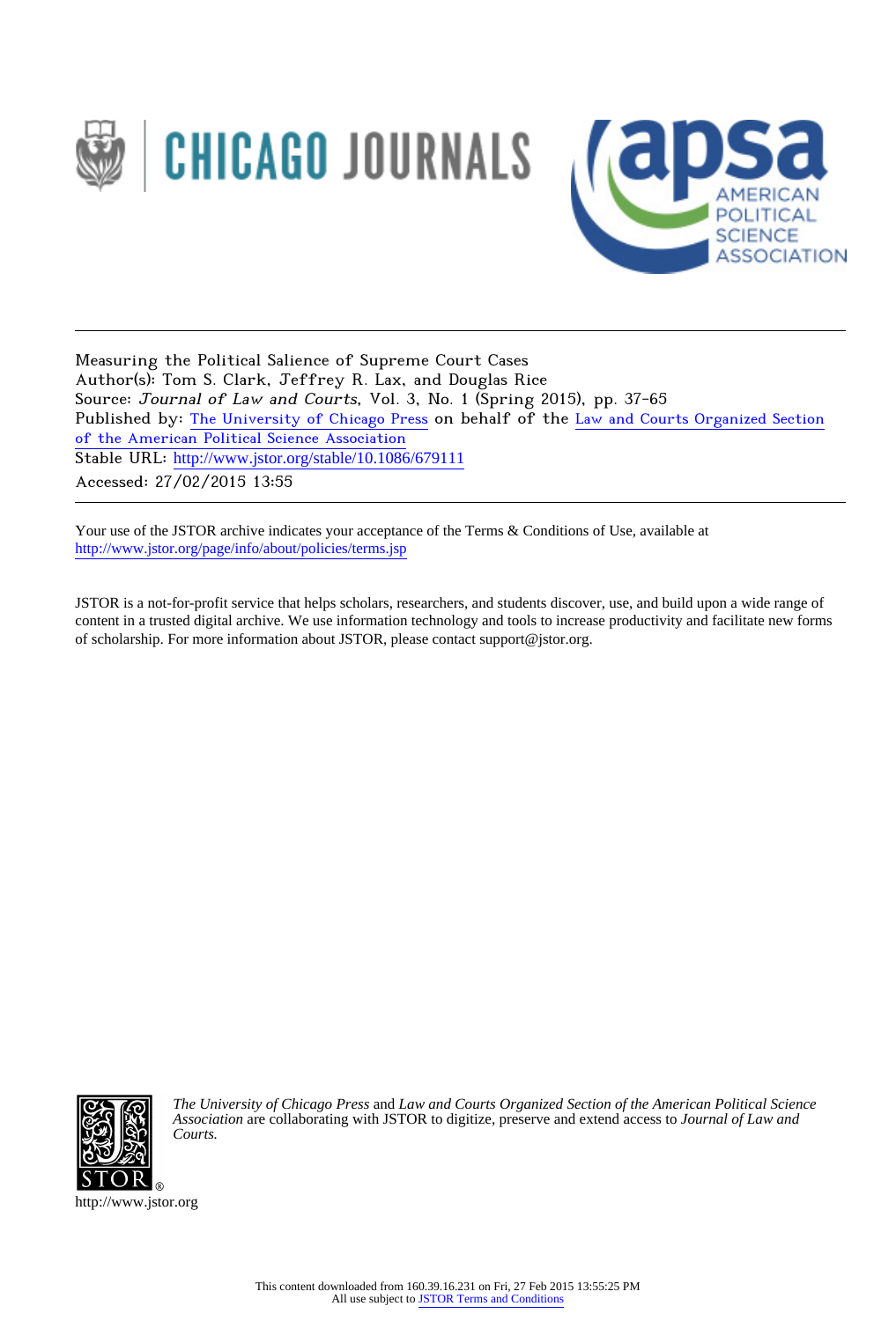Measuring the Political Salience of Supreme Court Cases
Author(s): Tom S. Clark, Jeffrey R. Lax, and Douglas Rice
Source: *Journal of Law and Courts*, Vol. 3, No. 1 (Spring 2015), pp. 37-65
Published by: The University of Chicago Press on behalf of the Law and Courts Organized Section of the American Political Science Association
Stable URL: http://www.jstor.org/stable/10.1086/679111
Accessed: 27/02/2015 13:55

---

Your use of the JSTOR archive indicates your acceptance of the Terms & Conditions of Use, available at http://www.jstor.org/page/info/about/policies/terms.jsp

JSTOR is a not-for-profit service that helps scholars, researchers, and students discover, use, and build upon a wide range of content in a trusted digital archive. We use information technology and tools to increase productivity and facilitate new forms of scholarship. For more information about JSTOR, please contact support@jstor.org.

*The University of Chicago Press* and *Law and Courts Organized Section of the American Political Science Association* are collaborating with JSTOR to digitize, preserve and extend access to *Journal of Law and Courts.*

http://www.jstor.org

This content downloaded from 160.39.16.231 on Fri, 27 Feb 2015 13:55:25 PM
All use subject to JSTOR Terms and Conditions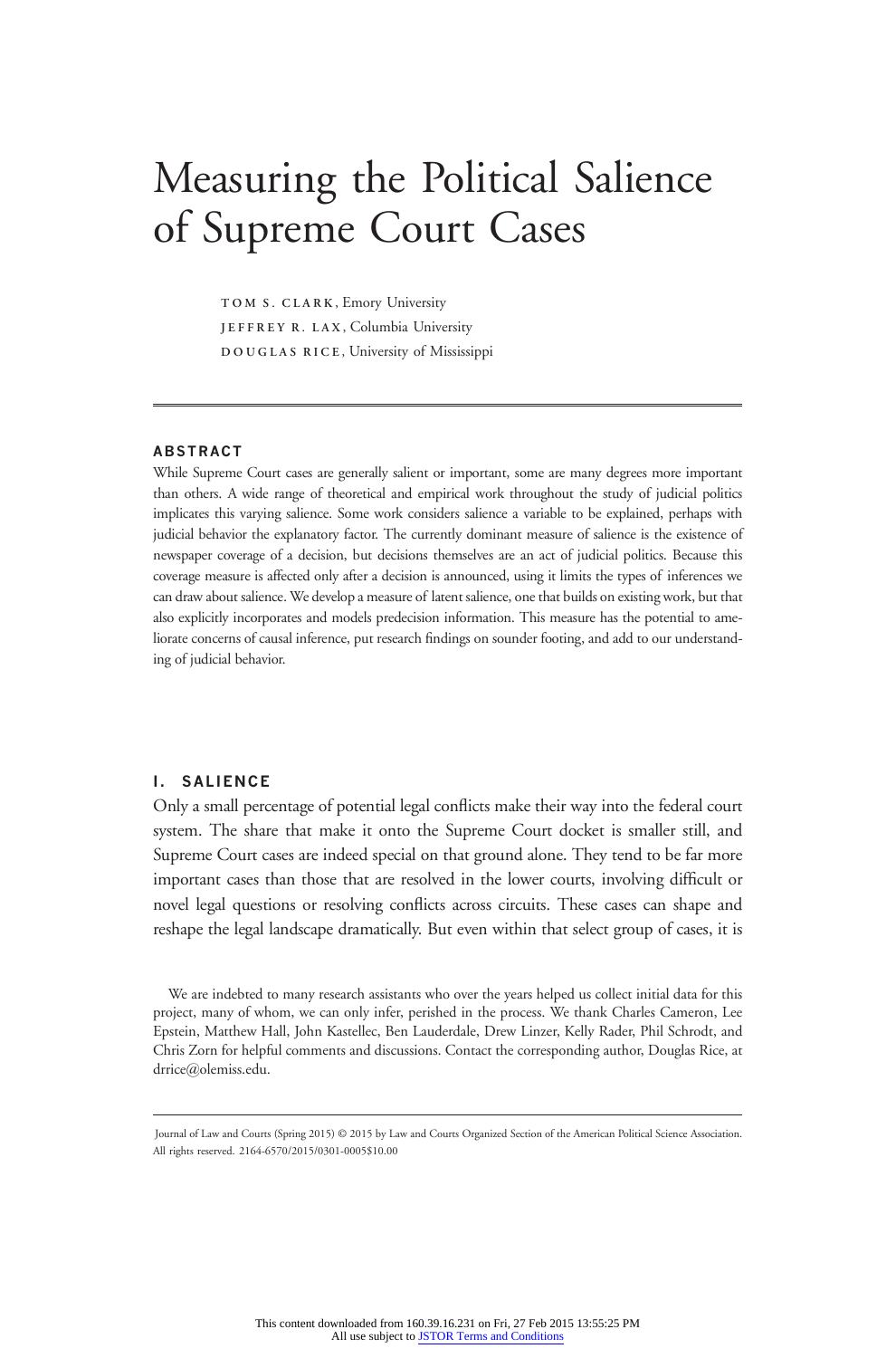# Measuring the Political Salience of Supreme Court Cases

TOM S. CLARK, Emory University

JEFFREY R. LAX, Columbia University

DOUGLAS RICE, University of Mississippi

## ABSTRACT

While Supreme Court cases are generally salient or important, some are many degrees more important than others. A wide range of theoretical and empirical work throughout the study of judicial politics implicates this varying salience. Some work considers salience a variable to be explained, perhaps with judicial behavior the explanatory factor. The currently dominant measure of salience is the existence of newspaper coverage of a decision, but decisions themselves are an act of judicial politics. Because this coverage measure is affected only after a decision is announced, using it limits the types of inferences we can draw about salience. We develop a measure of latent salience, one that builds on existing work, but that also explicitly incorporates and models predecision information. This measure has the potential to ameliorate concerns of causal inference, put research findings on sounder footing, and add to our understanding of judicial behavior.

## I. SALIENCE

Only a small percentage of potential legal conflicts make their way into the federal court system. The share that make it onto the Supreme Court docket is smaller still, and Supreme Court cases are indeed special on that ground alone. They tend to be far more important cases than those that are resolved in the lower courts, involving difficult or novel legal questions or resolving conflicts across circuits. These cases can shape and reshape the legal landscape dramatically. But even within that select group of cases, it is

We are indebted to many research assistants who over the years helped us collect initial data for this project, many of whom, we can only infer, perished in the process. We thank Charles Cameron, Lee Epstein, Matthew Hall, John Kastellec, Ben Lauderdale, Drew Linzer, Kelly Rader, Phil Schrodt, and Chris Zorn for helpful comments and discussions. Contact the corresponding author, Douglas Rice, at drrice@olemiss.edu.

Journal of Law and Courts (Spring 2015) © 2015 by Law and Courts Organized Section of the American Political Science Association. All rights reserved. 2164-6570/2015/0301-0005$10.00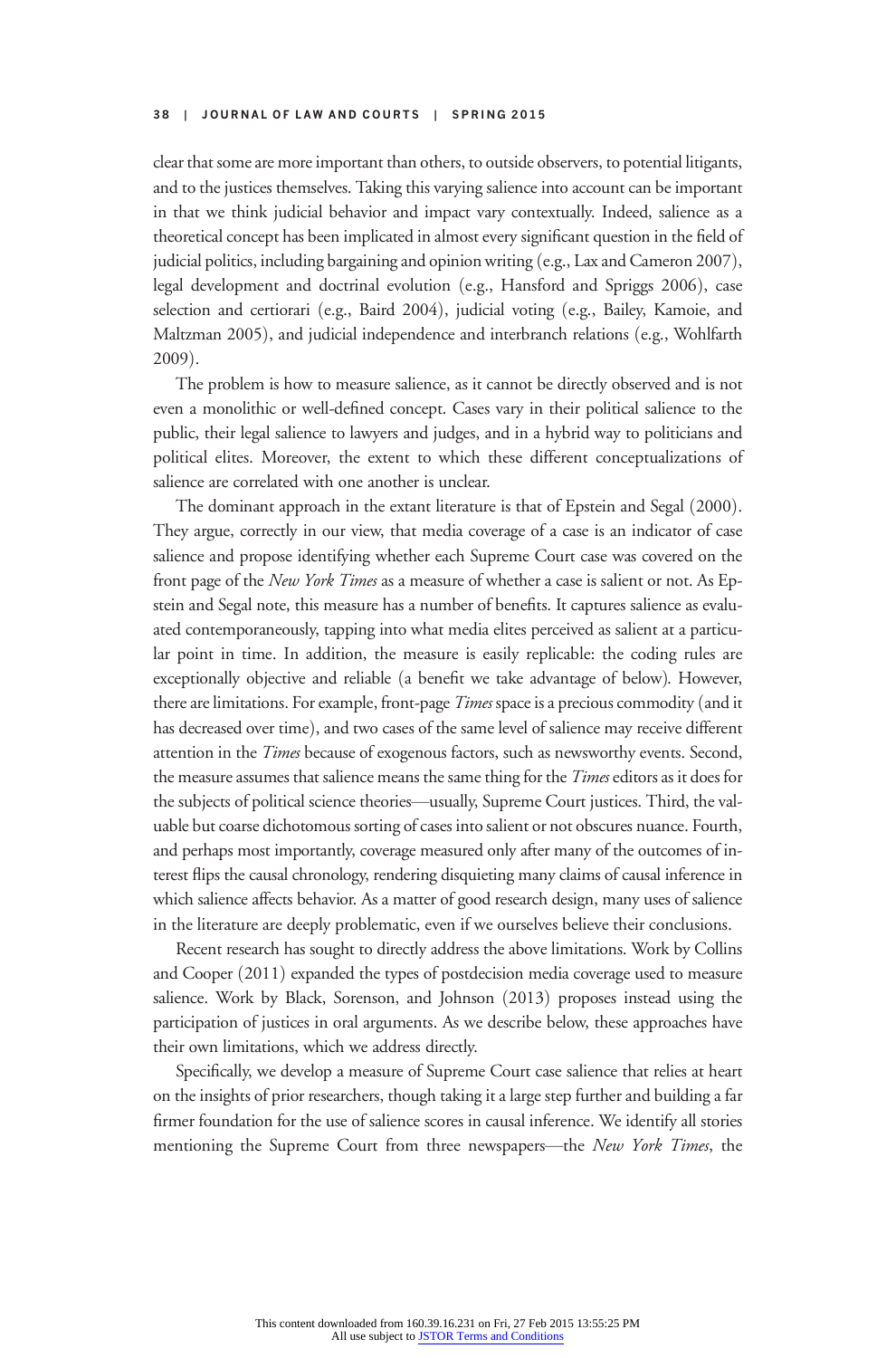clear that some are more important than others, to outside observers, to potential litigants, and to the justices themselves. Taking this varying salience into account can be important in that we think judicial behavior and impact vary contextually. Indeed, salience as a theoretical concept has been implicated in almost every significant question in the field of judicial politics, including bargaining and opinion writing (e.g., Lax and Cameron 2007), legal development and doctrinal evolution (e.g., Hansford and Spriggs 2006), case selection and certiorari (e.g., Baird 2004), judicial voting (e.g., Bailey, Kamoie, and Maltzman 2005), and judicial independence and interbranch relations (e.g., Wohlfarth 2009).

The problem is how to measure salience, as it cannot be directly observed and is not even a monolithic or well-defined concept. Cases vary in their political salience to the public, their legal salience to lawyers and judges, and in a hybrid way to politicians and political elites. Moreover, the extent to which these different conceptualizations of salience are correlated with one another is unclear.

The dominant approach in the extant literature is that of Epstein and Segal (2000). They argue, correctly in our view, that media coverage of a case is an indicator of case salience and propose identifying whether each Supreme Court case was covered on the front page of the *New York Times* as a measure of whether a case is salient or not. As Epstein and Segal note, this measure has a number of benefits. It captures salience as evaluated contemporaneously, tapping into what media elites perceived as salient at a particular point in time. In addition, the measure is easily replicable: the coding rules are exceptionally objective and reliable (a benefit we take advantage of below). However, there are limitations. For example, front-page *Times* space is a precious commodity (and it has decreased over time), and two cases of the same level of salience may receive different attention in the *Times* because of exogenous factors, such as newsworthy events. Second, the measure assumes that salience means the same thing for the *Times* editors as it does for the subjects of political science theories—usually, Supreme Court justices. Third, the valuable but coarse dichotomous sorting of cases into salient or not obscures nuance. Fourth, and perhaps most importantly, coverage measured only after many of the outcomes of interest flips the causal chronology, rendering disquieting many claims of causal inference in which salience affects behavior. As a matter of good research design, many uses of salience in the literature are deeply problematic, even if we ourselves believe their conclusions.

Recent research has sought to directly address the above limitations. Work by Collins and Cooper (2011) expanded the types of postdecision media coverage used to measure salience. Work by Black, Sorenson, and Johnson (2013) proposes instead using the participation of justices in oral arguments. As we describe below, these approaches have their own limitations, which we address directly.

Specifically, we develop a measure of Supreme Court case salience that relies at heart on the insights of prior researchers, though taking it a large step further and building a far firmer foundation for the use of salience scores in causal inference. We identify all stories mentioning the Supreme Court from three newspapers—the *New York Times*, the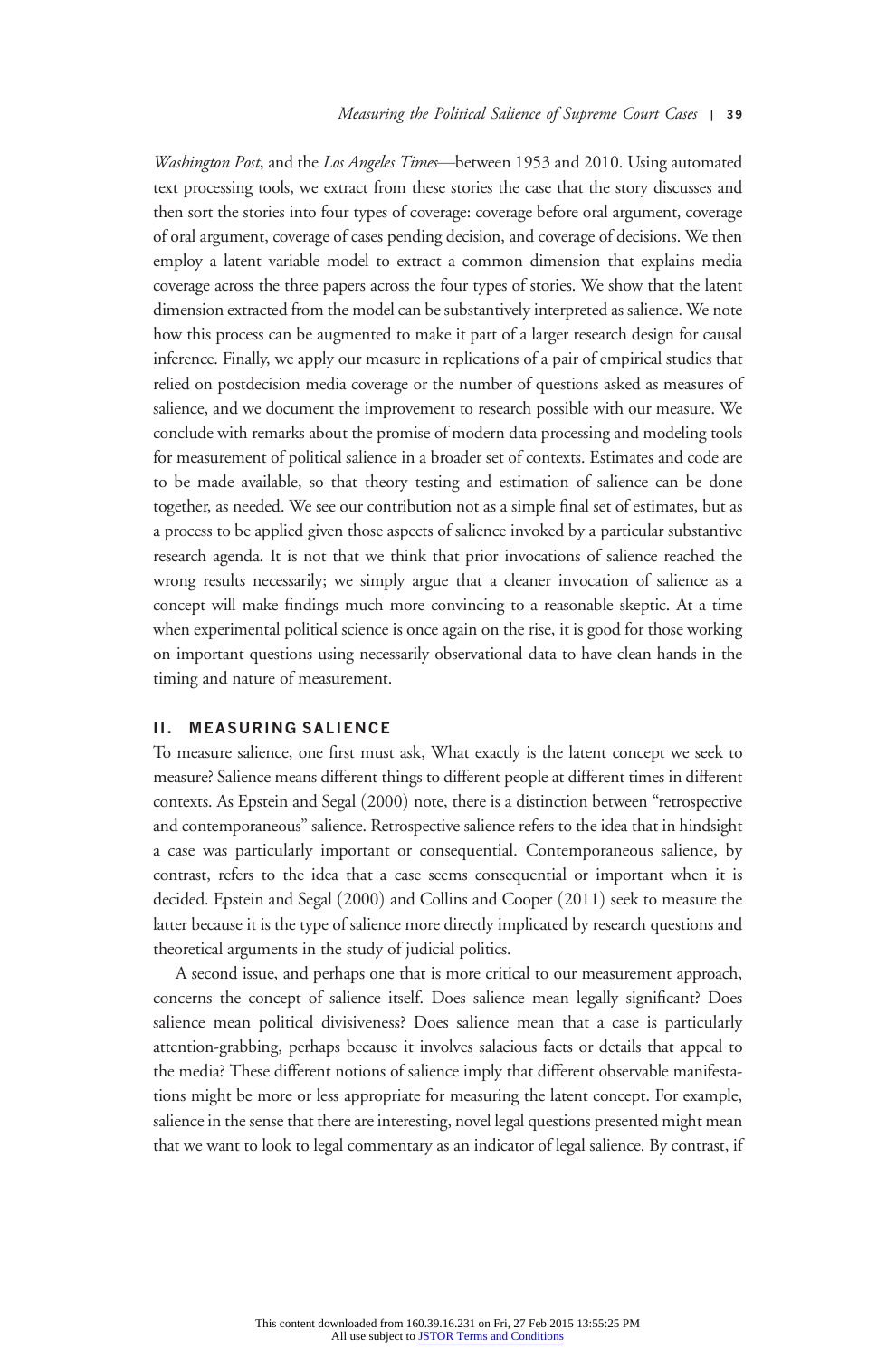*Washington Post*, and the *Los Angeles Times*—between 1953 and 2010. Using automated text processing tools, we extract from these stories the case that the story discusses and then sort the stories into four types of coverage: coverage before oral argument, coverage of oral argument, coverage of cases pending decision, and coverage of decisions. We then employ a latent variable model to extract a common dimension that explains media coverage across the three papers across the four types of stories. We show that the latent dimension extracted from the model can be substantively interpreted as salience. We note how this process can be augmented to make it part of a larger research design for causal inference. Finally, we apply our measure in replications of a pair of empirical studies that relied on postdecision media coverage or the number of questions asked as measures of salience, and we document the improvement to research possible with our measure. We conclude with remarks about the promise of modern data processing and modeling tools for measurement of political salience in a broader set of contexts. Estimates and code are to be made available, so that theory testing and estimation of salience can be done together, as needed. We see our contribution not as a simple final set of estimates, but as a process to be applied given those aspects of salience invoked by a particular substantive research agenda. It is not that we think that prior invocations of salience reached the wrong results necessarily; we simply argue that a cleaner invocation of salience as a concept will make findings much more convincing to a reasonable skeptic. At a time when experimental political science is once again on the rise, it is good for those working on important questions using necessarily observational data to have clean hands in the timing and nature of measurement.

## II. MEASURING SALIENCE

To measure salience, one first must ask, What exactly is the latent concept we seek to measure? Salience means different things to different people at different times in different contexts. As Epstein and Segal (2000) note, there is a distinction between "retrospective and contemporaneous" salience. Retrospective salience refers to the idea that in hindsight a case was particularly important or consequential. Contemporaneous salience, by contrast, refers to the idea that a case seems consequential or important when it is decided. Epstein and Segal (2000) and Collins and Cooper (2011) seek to measure the latter because it is the type of salience more directly implicated by research questions and theoretical arguments in the study of judicial politics.

A second issue, and perhaps one that is more critical to our measurement approach, concerns the concept of salience itself. Does salience mean legally significant? Does salience mean political divisiveness? Does salience mean that a case is particularly attention-grabbing, perhaps because it involves salacious facts or details that appeal to the media? These different notions of salience imply that different observable manifestations might be more or less appropriate for measuring the latent concept. For example, salience in the sense that there are interesting, novel legal questions presented might mean that we want to look to legal commentary as an indicator of legal salience. By contrast, if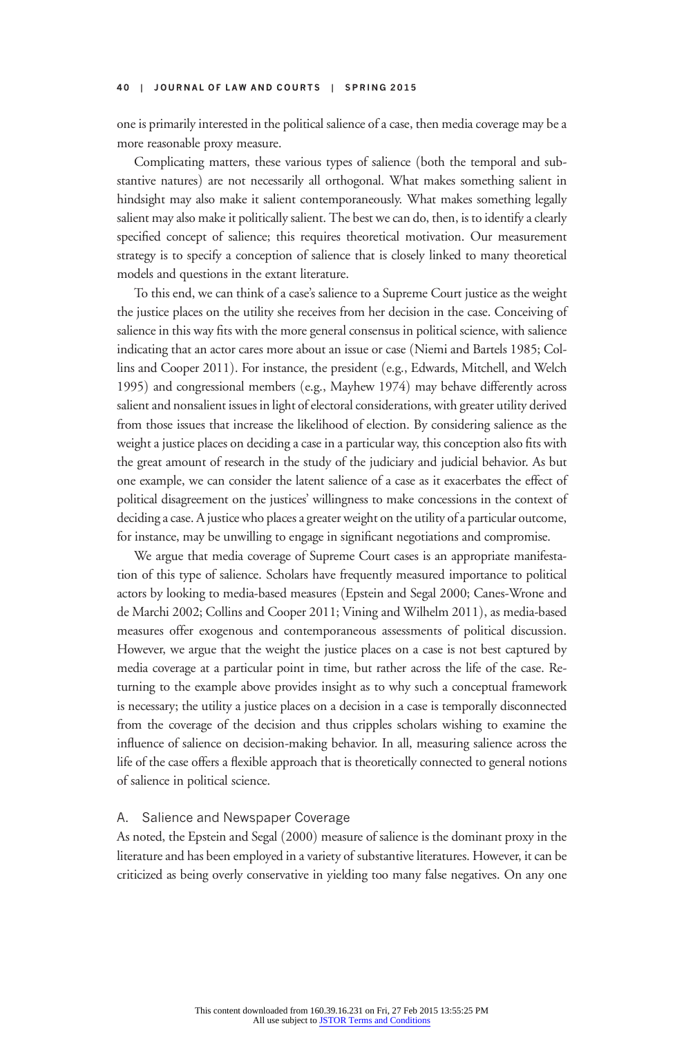one is primarily interested in the political salience of a case, then media coverage may be a more reasonable proxy measure.

Complicating matters, these various types of salience (both the temporal and substantive natures) are not necessarily all orthogonal. What makes something salient in hindsight may also make it salient contemporaneously. What makes something legally salient may also make it politically salient. The best we can do, then, is to identify a clearly specified concept of salience; this requires theoretical motivation. Our measurement strategy is to specify a conception of salience that is closely linked to many theoretical models and questions in the extant literature.

To this end, we can think of a case's salience to a Supreme Court justice as the weight the justice places on the utility she receives from her decision in the case. Conceiving of salience in this way fits with the more general consensus in political science, with salience indicating that an actor cares more about an issue or case (Niemi and Bartels 1985; Collins and Cooper 2011). For instance, the president (e.g., Edwards, Mitchell, and Welch 1995) and congressional members (e.g., Mayhew 1974) may behave differently across salient and nonsalient issues in light of electoral considerations, with greater utility derived from those issues that increase the likelihood of election. By considering salience as the weight a justice places on deciding a case in a particular way, this conception also fits with the great amount of research in the study of the judiciary and judicial behavior. As but one example, we can consider the latent salience of a case as it exacerbates the effect of political disagreement on the justices' willingness to make concessions in the context of deciding a case. A justice who places a greater weight on the utility of a particular outcome, for instance, may be unwilling to engage in significant negotiations and compromise.

We argue that media coverage of Supreme Court cases is an appropriate manifestation of this type of salience. Scholars have frequently measured importance to political actors by looking to media-based measures (Epstein and Segal 2000; Canes-Wrone and de Marchi 2002; Collins and Cooper 2011; Vining and Wilhelm 2011), as media-based measures offer exogenous and contemporaneous assessments of political discussion. However, we argue that the weight the justice places on a case is not best captured by media coverage at a particular point in time, but rather across the life of the case. Returning to the example above provides insight as to why such a conceptual framework is necessary; the utility a justice places on a decision in a case is temporally disconnected from the coverage of the decision and thus cripples scholars wishing to examine the influence of salience on decision-making behavior. In all, measuring salience across the life of the case offers a flexible approach that is theoretically connected to general notions of salience in political science.

## A. Salience and Newspaper Coverage

As noted, the Epstein and Segal (2000) measure of salience is the dominant proxy in the literature and has been employed in a variety of substantive literatures. However, it can be criticized as being overly conservative in yielding too many false negatives. On any one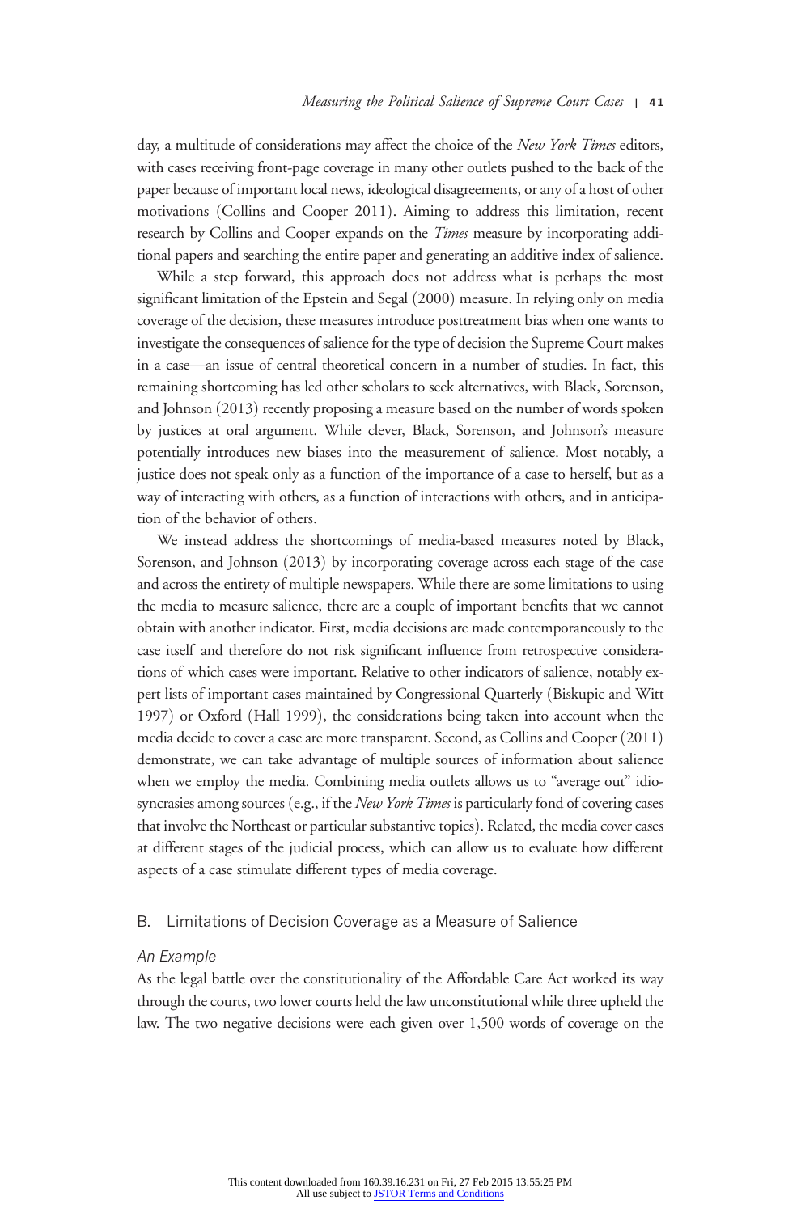day, a multitude of considerations may affect the choice of the *New York Times* editors, with cases receiving front-page coverage in many other outlets pushed to the back of the paper because of important local news, ideological disagreements, or any of a host of other motivations (Collins and Cooper 2011). Aiming to address this limitation, recent research by Collins and Cooper expands on the *Times* measure by incorporating additional papers and searching the entire paper and generating an additive index of salience.

While a step forward, this approach does not address what is perhaps the most significant limitation of the Epstein and Segal (2000) measure. In relying only on media coverage of the decision, these measures introduce posttreatment bias when one wants to investigate the consequences of salience for the type of decision the Supreme Court makes in a case—an issue of central theoretical concern in a number of studies. In fact, this remaining shortcoming has led other scholars to seek alternatives, with Black, Sorenson, and Johnson (2013) recently proposing a measure based on the number of words spoken by justices at oral argument. While clever, Black, Sorenson, and Johnson's measure potentially introduces new biases into the measurement of salience. Most notably, a justice does not speak only as a function of the importance of a case to herself, but as a way of interacting with others, as a function of interactions with others, and in anticipation of the behavior of others.

We instead address the shortcomings of media-based measures noted by Black, Sorenson, and Johnson (2013) by incorporating coverage across each stage of the case and across the entirety of multiple newspapers. While there are some limitations to using the media to measure salience, there are a couple of important benefits that we cannot obtain with another indicator. First, media decisions are made contemporaneously to the case itself and therefore do not risk significant influence from retrospective considerations of which cases were important. Relative to other indicators of salience, notably expert lists of important cases maintained by Congressional Quarterly (Biskupic and Witt 1997) or Oxford (Hall 1999), the considerations being taken into account when the media decide to cover a case are more transparent. Second, as Collins and Cooper (2011) demonstrate, we can take advantage of multiple sources of information about salience when we employ the media. Combining media outlets allows us to "average out" idiosyncrasies among sources (e.g., if the *New York Times* is particularly fond of covering cases that involve the Northeast or particular substantive topics). Related, the media cover cases at different stages of the judicial process, which can allow us to evaluate how different aspects of a case stimulate different types of media coverage.

## B. Limitations of Decision Coverage as a Measure of Salience

### *An Example*

As the legal battle over the constitutionality of the Affordable Care Act worked its way through the courts, two lower courts held the law unconstitutional while three upheld the law. The two negative decisions were each given over 1,500 words of coverage on the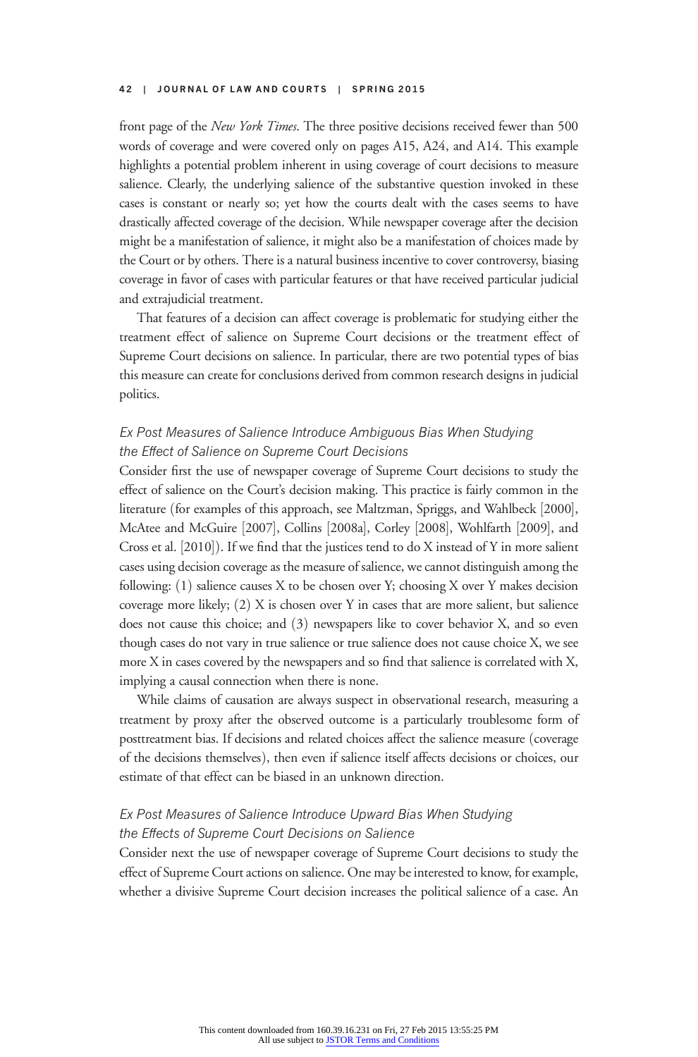front page of the *New York Times*. The three positive decisions received fewer than 500 words of coverage and were covered only on pages A15, A24, and A14. This example highlights a potential problem inherent in using coverage of court decisions to measure salience. Clearly, the underlying salience of the substantive question invoked in these cases is constant or nearly so; yet how the courts dealt with the cases seems to have drastically affected coverage of the decision. While newspaper coverage after the decision might be a manifestation of salience, it might also be a manifestation of choices made by the Court or by others. There is a natural business incentive to cover controversy, biasing coverage in favor of cases with particular features or that have received particular judicial and extrajudicial treatment.

That features of a decision can affect coverage is problematic for studying either the treatment effect of salience on Supreme Court decisions or the treatment effect of Supreme Court decisions on salience. In particular, there are two potential types of bias this measure can create for conclusions derived from common research designs in judicial politics.

### *Ex Post Measures of Salience Introduce Ambiguous Bias When Studying the Effect of Salience on Supreme Court Decisions*

Consider first the use of newspaper coverage of Supreme Court decisions to study the effect of salience on the Court's decision making. This practice is fairly common in the literature (for examples of this approach, see Maltzman, Spriggs, and Wahlbeck [2000], McAtee and McGuire [2007], Collins [2008a], Corley [2008], Wohlfarth [2009], and Cross et al. [2010]). If we find that the justices tend to do X instead of Y in more salient cases using decision coverage as the measure of salience, we cannot distinguish among the following: (1) salience causes X to be chosen over Y; choosing X over Y makes decision coverage more likely; (2) X is chosen over Y in cases that are more salient, but salience does not cause this choice; and (3) newspapers like to cover behavior X, and so even though cases do not vary in true salience or true salience does not cause choice X, we see more X in cases covered by the newspapers and so find that salience is correlated with X, implying a causal connection when there is none.

While claims of causation are always suspect in observational research, measuring a treatment by proxy after the observed outcome is a particularly troublesome form of posttreatment bias. If decisions and related choices affect the salience measure (coverage of the decisions themselves), then even if salience itself affects decisions or choices, our estimate of that effect can be biased in an unknown direction.

### *Ex Post Measures of Salience Introduce Upward Bias When Studying the Effects of Supreme Court Decisions on Salience*

Consider next the use of newspaper coverage of Supreme Court decisions to study the effect of Supreme Court actions on salience. One may be interested to know, for example, whether a divisive Supreme Court decision increases the political salience of a case. An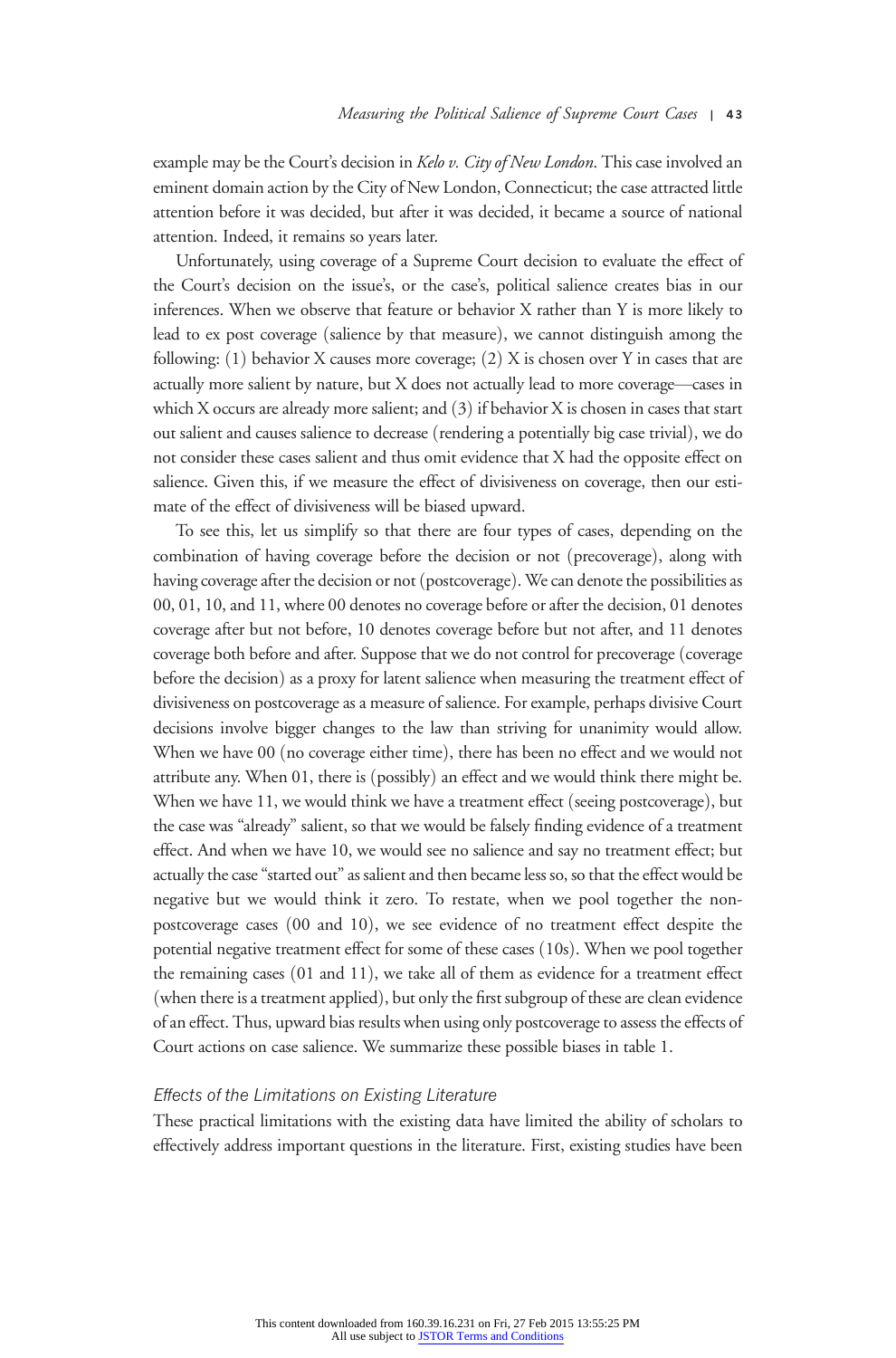example may be the Court's decision in *Kelo v. City of New London*. This case involved an eminent domain action by the City of New London, Connecticut; the case attracted little attention before it was decided, but after it was decided, it became a source of national attention. Indeed, it remains so years later.

Unfortunately, using coverage of a Supreme Court decision to evaluate the effect of the Court's decision on the issue's, or the case's, political salience creates bias in our inferences. When we observe that feature or behavior X rather than Y is more likely to lead to ex post coverage (salience by that measure), we cannot distinguish among the following: (1) behavior X causes more coverage; (2) X is chosen over Y in cases that are actually more salient by nature, but X does not actually lead to more coverage—cases in which X occurs are already more salient; and (3) if behavior X is chosen in cases that start out salient and causes salience to decrease (rendering a potentially big case trivial), we do not consider these cases salient and thus omit evidence that X had the opposite effect on salience. Given this, if we measure the effect of divisiveness on coverage, then our estimate of the effect of divisiveness will be biased upward.

To see this, let us simplify so that there are four types of cases, depending on the combination of having coverage before the decision or not (precoverage), along with having coverage after the decision or not (postcoverage). We can denote the possibilities as 00, 01, 10, and 11, where 00 denotes no coverage before or after the decision, 01 denotes coverage after but not before, 10 denotes coverage before but not after, and 11 denotes coverage both before and after. Suppose that we do not control for precoverage (coverage before the decision) as a proxy for latent salience when measuring the treatment effect of divisiveness on postcoverage as a measure of salience. For example, perhaps divisive Court decisions involve bigger changes to the law than striving for unanimity would allow. When we have 00 (no coverage either time), there has been no effect and we would not attribute any. When 01, there is (possibly) an effect and we would think there might be. When we have 11, we would think we have a treatment effect (seeing postcoverage), but the case was "already" salient, so that we would be falsely finding evidence of a treatment effect. And when we have 10, we would see no salience and say no treatment effect; but actually the case "started out" as salient and then became less so, so that the effect would be negative but we would think it zero. To restate, when we pool together the non-postcoverage cases (00 and 10), we see evidence of no treatment effect despite the potential negative treatment effect for some of these cases (10s). When we pool together the remaining cases (01 and 11), we take all of them as evidence for a treatment effect (when there is a treatment applied), but only the first subgroup of these are clean evidence of an effect. Thus, upward bias results when using only postcoverage to assess the effects of Court actions on case salience. We summarize these possible biases in table 1.

### *Effects of the Limitations on Existing Literature*

These practical limitations with the existing data have limited the ability of scholars to effectively address important questions in the literature. First, existing studies have been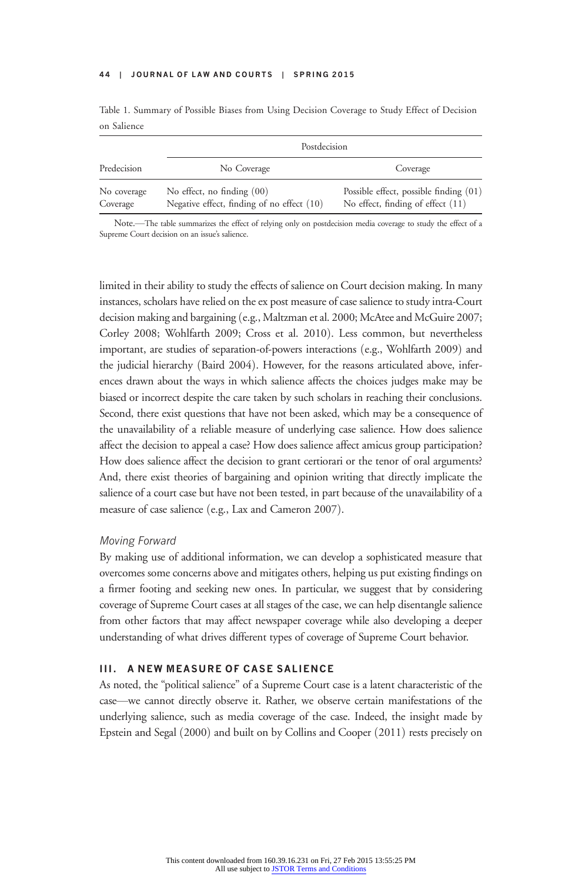Table 1. Summary of Possible Biases from Using Decision Coverage to Study Effect of Decision on Salience

| Predecision | Postdecision | |
|---|---|---|
| | No Coverage | Coverage |
| No coverage | No effect, no finding (00) | Possible effect, possible finding (01) |
| Coverage | Negative effect, finding of no effect (10) | No effect, finding of effect (11) |

Note.—The table summarizes the effect of relying only on postdecision media coverage to study the effect of a Supreme Court decision on an issue's salience.

limited in their ability to study the effects of salience on Court decision making. In many instances, scholars have relied on the ex post measure of case salience to study intra-Court decision making and bargaining (e.g., Maltzman et al. 2000; McAtee and McGuire 2007; Corley 2008; Wohlfarth 2009; Cross et al. 2010). Less common, but nevertheless important, are studies of separation-of-powers interactions (e.g., Wohlfarth 2009) and the judicial hierarchy (Baird 2004). However, for the reasons articulated above, inferences drawn about the ways in which salience affects the choices judges make may be biased or incorrect despite the care taken by such scholars in reaching their conclusions. Second, there exist questions that have not been asked, which may be a consequence of the unavailability of a reliable measure of underlying case salience. How does salience affect the decision to appeal a case? How does salience affect amicus group participation? How does salience affect the decision to grant certiorari or the tenor of oral arguments? And, there exist theories of bargaining and opinion writing that directly implicate the salience of a court case but have not been tested, in part because of the unavailability of a measure of case salience (e.g., Lax and Cameron 2007).

### *Moving Forward*

By making use of additional information, we can develop a sophisticated measure that overcomes some concerns above and mitigates others, helping us put existing findings on a firmer footing and seeking new ones. In particular, we suggest that by considering coverage of Supreme Court cases at all stages of the case, we can help disentangle salience from other factors that may affect newspaper coverage while also developing a deeper understanding of what drives different types of coverage of Supreme Court behavior.

## III. A NEW MEASURE OF CASE SALIENCE

As noted, the "political salience" of a Supreme Court case is a latent characteristic of the case—we cannot directly observe it. Rather, we observe certain manifestations of the underlying salience, such as media coverage of the case. Indeed, the insight made by Epstein and Segal (2000) and built on by Collins and Cooper (2011) rests precisely on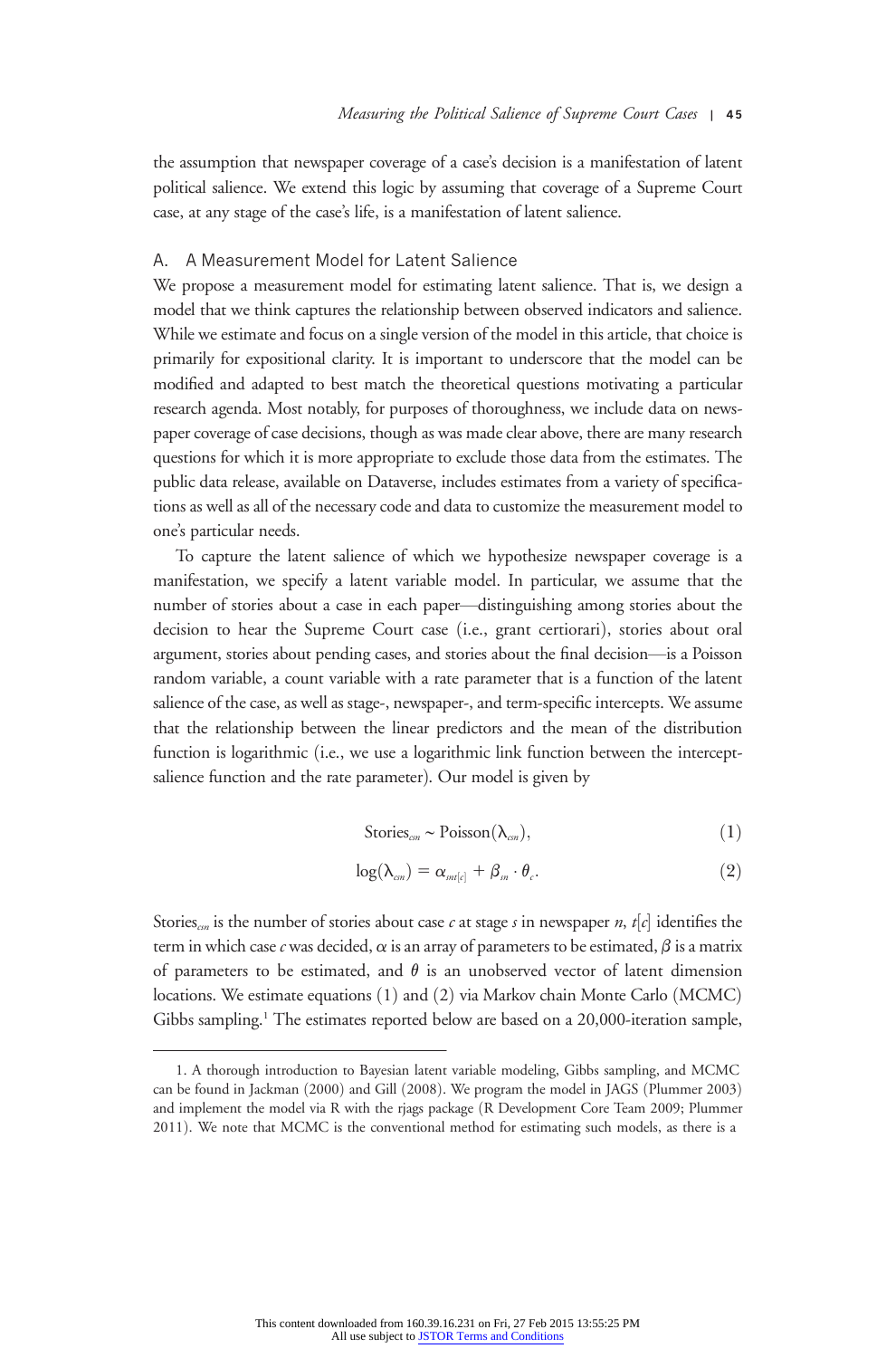the assumption that newspaper coverage of a case's decision is a manifestation of latent political salience. We extend this logic by assuming that coverage of a Supreme Court case, at any stage of the case's life, is a manifestation of latent salience.

## A. A Measurement Model for Latent Salience

We propose a measurement model for estimating latent salience. That is, we design a model that we think captures the relationship between observed indicators and salience. While we estimate and focus on a single version of the model in this article, that choice is primarily for expositional clarity. It is important to underscore that the model can be modified and adapted to best match the theoretical questions motivating a particular research agenda. Most notably, for purposes of thoroughness, we include data on newspaper coverage of case decisions, though as was made clear above, there are many research questions for which it is more appropriate to exclude those data from the estimates. The public data release, available on Dataverse, includes estimates from a variety of specifications as well as all of the necessary code and data to customize the measurement model to one's particular needs.

To capture the latent salience of which we hypothesize newspaper coverage is a manifestation, we specify a latent variable model. In particular, we assume that the number of stories about a case in each paper—distinguishing among stories about the decision to hear the Supreme Court case (i.e., grant certiorari), stories about oral argument, stories about pending cases, and stories about the final decision—is a Poisson random variable, a count variable with a rate parameter that is a function of the latent salience of the case, as well as stage-, newspaper-, and term-specific intercepts. We assume that the relationship between the linear predictors and the mean of the distribution function is logarithmic (i.e., we use a logarithmic link function between the intercept-salience function and the rate parameter). Our model is given by

$$\text{Stories}_{csn} \sim \text{Poisson}(\lambda_{csn}), \tag{1}$$

$$\log(\lambda_{csn}) = \alpha_{snt[c]} + \beta_{sn} \cdot \theta_{c}. \tag{2}$$

$\text{Stories}_{csn}$ is the number of stories about case $c$ at stage $s$ in newspaper $n$, $t[c]$ identifies the term in which case $c$ was decided, $\alpha$ is an array of parameters to be estimated, $\beta$ is a matrix of parameters to be estimated, and $\theta$ is an unobserved vector of latent dimension locations. We estimate equations (1) and (2) via Markov chain Monte Carlo (MCMC) Gibbs sampling.[1] The estimates reported below are based on a 20,000-iteration sample,

1. A thorough introduction to Bayesian latent variable modeling, Gibbs sampling, and MCMC can be found in Jackman (2000) and Gill (2008). We program the model in JAGS (Plummer 2003) and implement the model via R with the rjags package (R Development Core Team 2009; Plummer 2011). We note that MCMC is the conventional method for estimating such models, as there is a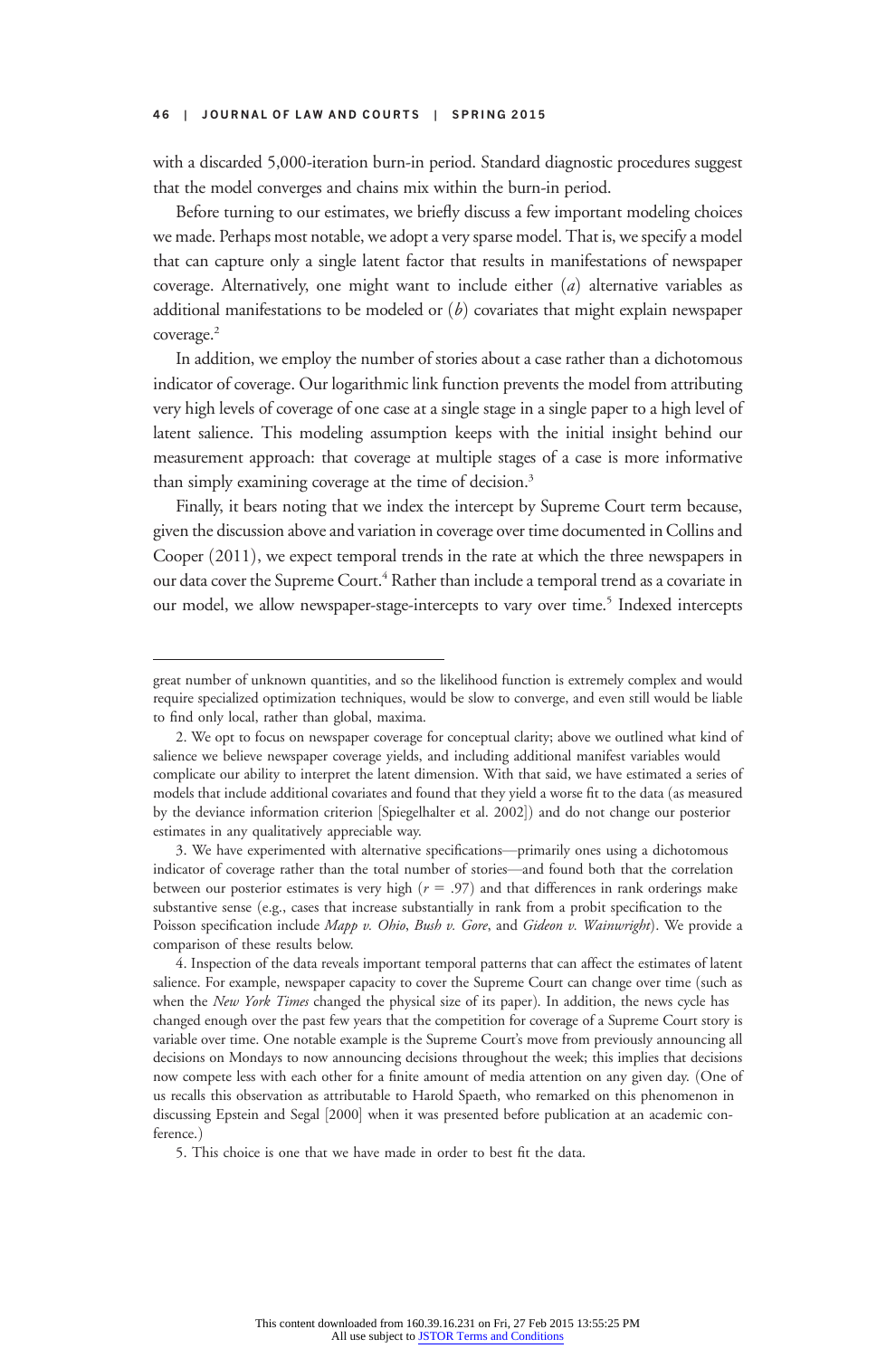with a discarded 5,000-iteration burn-in period. Standard diagnostic procedures suggest that the model converges and chains mix within the burn-in period.

Before turning to our estimates, we briefly discuss a few important modeling choices we made. Perhaps most notable, we adopt a very sparse model. That is, we specify a model that can capture only a single latent factor that results in manifestations of newspaper coverage. Alternatively, one might want to include either (*a*) alternative variables as additional manifestations to be modeled or (*b*) covariates that might explain newspaper coverage.[2]

In addition, we employ the number of stories about a case rather than a dichotomous indicator of coverage. Our logarithmic link function prevents the model from attributing very high levels of coverage of one case at a single stage in a single paper to a high level of latent salience. This modeling assumption keeps with the initial insight behind our measurement approach: that coverage at multiple stages of a case is more informative than simply examining coverage at the time of decision.[3]

Finally, it bears noting that we index the intercept by Supreme Court term because, given the discussion above and variation in coverage over time documented in Collins and Cooper (2011), we expect temporal trends in the rate at which the three newspapers in our data cover the Supreme Court.[4] Rather than include a temporal trend as a covariate in our model, we allow newspaper-stage-intercepts to vary over time.[5] Indexed intercepts

---

great number of unknown quantities, and so the likelihood function is extremely complex and would require specialized optimization techniques, would be slow to converge, and even still would be liable to find only local, rather than global, maxima.

2. We opt to focus on newspaper coverage for conceptual clarity; above we outlined what kind of salience we believe newspaper coverage yields, and including additional manifest variables would complicate our ability to interpret the latent dimension. With that said, we have estimated a series of models that include additional covariates and found that they yield a worse fit to the data (as measured by the deviance information criterion [Spiegelhalter et al. 2002]) and do not change our posterior estimates in any qualitatively appreciable way.

3. We have experimented with alternative specifications—primarily ones using a dichotomous indicator of coverage rather than the total number of stories—and found both that the correlation between our posterior estimates is very high ($r = .97$) and that differences in rank orderings make substantive sense (e.g., cases that increase substantially in rank from a probit specification to the Poisson specification include *Mapp v. Ohio*, *Bush v. Gore*, and *Gideon v. Wainwright*). We provide a comparison of these results below.

4. Inspection of the data reveals important temporal patterns that can affect the estimates of latent salience. For example, newspaper capacity to cover the Supreme Court can change over time (such as when the *New York Times* changed the physical size of its paper). In addition, the news cycle has changed enough over the past few years that the competition for coverage of a Supreme Court story is variable over time. One notable example is the Supreme Court's move from previously announcing all decisions on Mondays to now announcing decisions throughout the week; this implies that decisions now compete less with each other for a finite amount of media attention on any given day. (One of us recalls this observation as attributable to Harold Spaeth, who remarked on this phenomenon in discussing Epstein and Segal [2000] when it was presented before publication at an academic conference.)

5. This choice is one that we have made in order to best fit the data.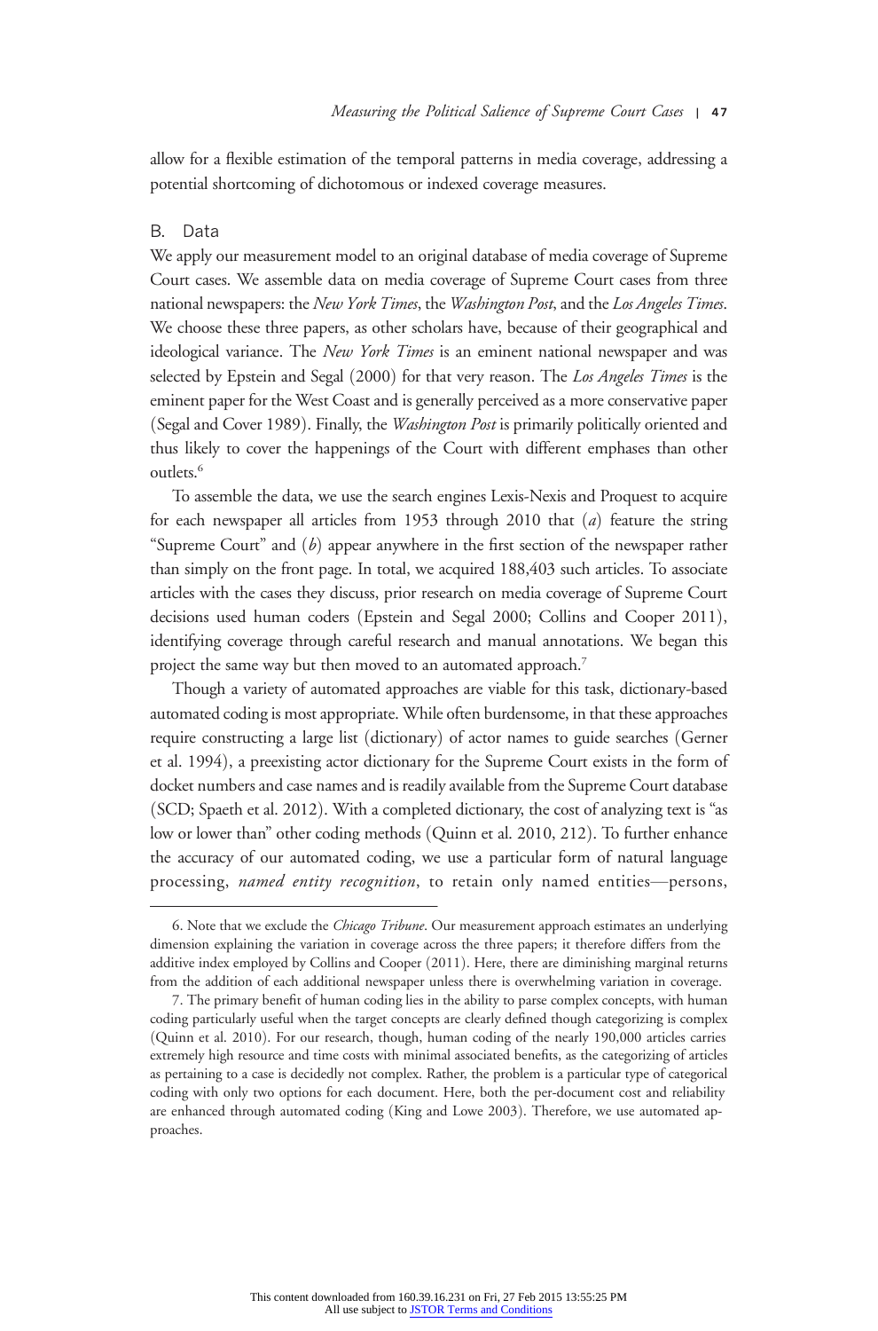allow for a flexible estimation of the temporal patterns in media coverage, addressing a potential shortcoming of dichotomous or indexed coverage measures.

### B. Data

We apply our measurement model to an original database of media coverage of Supreme Court cases. We assemble data on media coverage of Supreme Court cases from three national newspapers: the *New York Times*, the *Washington Post*, and the *Los Angeles Times*. We choose these three papers, as other scholars have, because of their geographical and ideological variance. The *New York Times* is an eminent national newspaper and was selected by Epstein and Segal (2000) for that very reason. The *Los Angeles Times* is the eminent paper for the West Coast and is generally perceived as a more conservative paper (Segal and Cover 1989). Finally, the *Washington Post* is primarily politically oriented and thus likely to cover the happenings of the Court with different emphases than other outlets.[6]

To assemble the data, we use the search engines Lexis-Nexis and Proquest to acquire for each newspaper all articles from 1953 through 2010 that (*a*) feature the string "Supreme Court" and (*b*) appear anywhere in the first section of the newspaper rather than simply on the front page. In total, we acquired 188,403 such articles. To associate articles with the cases they discuss, prior research on media coverage of Supreme Court decisions used human coders (Epstein and Segal 2000; Collins and Cooper 2011), identifying coverage through careful research and manual annotations. We began this project the same way but then moved to an automated approach.[7]

Though a variety of automated approaches are viable for this task, dictionary-based automated coding is most appropriate. While often burdensome, in that these approaches require constructing a large list (dictionary) of actor names to guide searches (Gerner et al. 1994), a preexisting actor dictionary for the Supreme Court exists in the form of docket numbers and case names and is readily available from the Supreme Court database (SCD; Spaeth et al. 2012). With a completed dictionary, the cost of analyzing text is "as low or lower than" other coding methods (Quinn et al. 2010, 212). To further enhance the accuracy of our automated coding, we use a particular form of natural language processing, *named entity recognition*, to retain only named entities—persons,

---

6. Note that we exclude the *Chicago Tribune*. Our measurement approach estimates an underlying dimension explaining the variation in coverage across the three papers; it therefore differs from the additive index employed by Collins and Cooper (2011). Here, there are diminishing marginal returns from the addition of each additional newspaper unless there is overwhelming variation in coverage.

7. The primary benefit of human coding lies in the ability to parse complex concepts, with human coding particularly useful when the target concepts are clearly defined though categorizing is complex (Quinn et al. 2010). For our research, though, human coding of the nearly 190,000 articles carries extremely high resource and time costs with minimal associated benefits, as the categorizing of articles as pertaining to a case is decidedly not complex. Rather, the problem is a particular type of categorical coding with only two options for each document. Here, both the per-document cost and reliability are enhanced through automated coding (King and Lowe 2003). Therefore, we use automated approaches.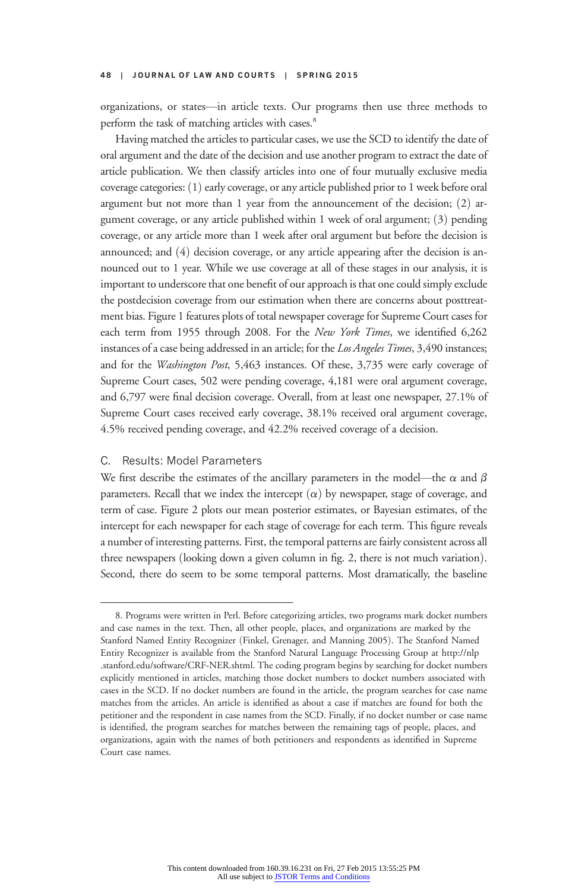organizations, or states—in article texts. Our programs then use three methods to perform the task of matching articles with cases.[8]

Having matched the articles to particular cases, we use the SCD to identify the date of oral argument and the date of the decision and use another program to extract the date of article publication. We then classify articles into one of four mutually exclusive media coverage categories: (1) early coverage, or any article published prior to 1 week before oral argument but not more than 1 year from the announcement of the decision; (2) argument coverage, or any article published within 1 week of oral argument; (3) pending coverage, or any article more than 1 week after oral argument but before the decision is announced; and (4) decision coverage, or any article appearing after the decision is announced out to 1 year. While we use coverage at all of these stages in our analysis, it is important to underscore that one benefit of our approach is that one could simply exclude the postdecision coverage from our estimation when there are concerns about posttreatment bias. Figure 1 features plots of total newspaper coverage for Supreme Court cases for each term from 1955 through 2008. For the *New York Times*, we identified 6,262 instances of a case being addressed in an article; for the *Los Angeles Times*, 3,490 instances; and for the *Washington Post*, 5,463 instances. Of these, 3,735 were early coverage of Supreme Court cases, 502 were pending coverage, 4,181 were oral argument coverage, and 6,797 were final decision coverage. Overall, from at least one newspaper, 27.1% of Supreme Court cases received early coverage, 38.1% received oral argument coverage, 4.5% received pending coverage, and 42.2% received coverage of a decision.

### C. Results: Model Parameters

We first describe the estimates of the ancillary parameters in the model—the $\alpha$ and $\beta$ parameters. Recall that we index the intercept ($\alpha$) by newspaper, stage of coverage, and term of case. Figure 2 plots our mean posterior estimates, or Bayesian estimates, of the intercept for each newspaper for each stage of coverage for each term. This figure reveals a number of interesting patterns. First, the temporal patterns are fairly consistent across all three newspapers (looking down a given column in fig. 2, there is not much variation). Second, there do seem to be some temporal patterns. Most dramatically, the baseline

---

8. Programs were written in Perl. Before categorizing articles, two programs mark docket numbers and case names in the text. Then, all other people, places, and organizations are marked by the Stanford Named Entity Recognizer (Finkel, Grenager, and Manning 2005). The Stanford Named Entity Recognizer is available from the Stanford Natural Language Processing Group at http://nlp.stanford.edu/software/CRF-NER.shtml. The coding program begins by searching for docket numbers explicitly mentioned in articles, matching those docket numbers to docket numbers associated with cases in the SCD. If no docket numbers are found in the article, the program searches for case name matches from the articles. An article is identified as about a case if matches are found for both the petitioner and the respondent in case names from the SCD. Finally, if no docket number or case name is identified, the program searches for matches between the remaining tags of people, places, and organizations, again with the names of both petitioners and respondents as identified in Supreme Court case names.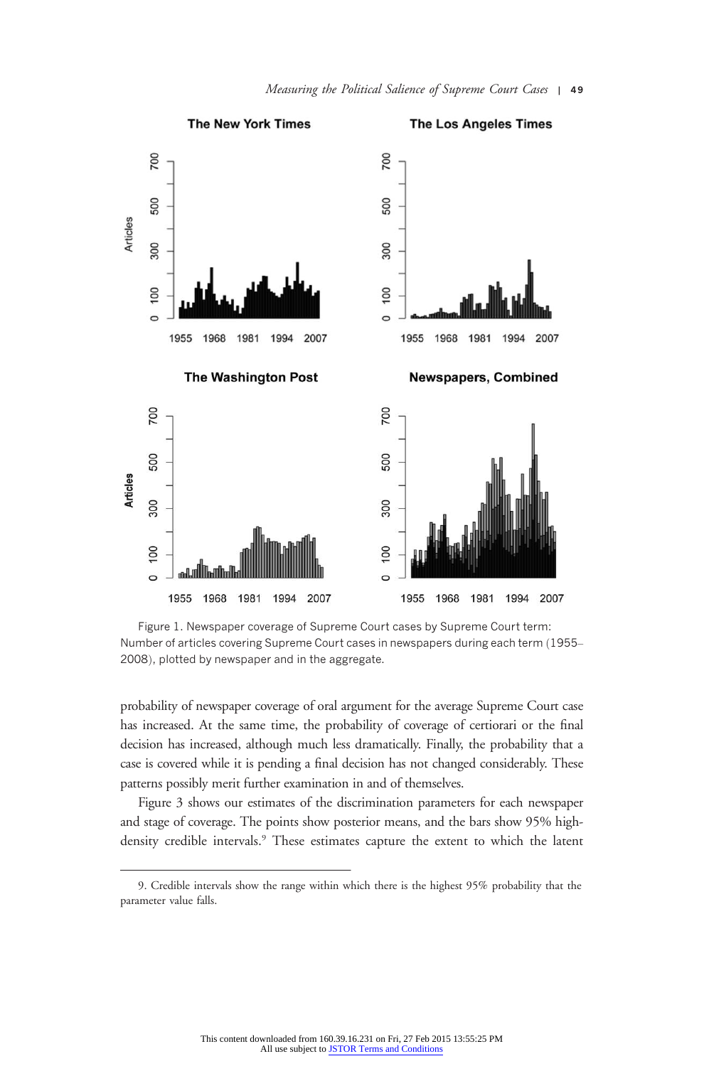Figure 1. Newspaper coverage of Supreme Court cases by Supreme Court term: Number of articles covering Supreme Court cases in newspapers during each term (1955–2008), plotted by newspaper and in the aggregate.

probability of newspaper coverage of oral argument for the average Supreme Court case has increased. At the same time, the probability of coverage of certiorari or the final decision has increased, although much less dramatically. Finally, the probability that a case is covered while it is pending a final decision has not changed considerably. These patterns possibly merit further examination in and of themselves.

Figure 3 shows our estimates of the discrimination parameters for each newspaper and stage of coverage. The points show posterior means, and the bars show 95% high-density credible intervals.[9] These estimates capture the extent to which the latent

---

9. Credible intervals show the range within which there is the highest 95% probability that the parameter value falls.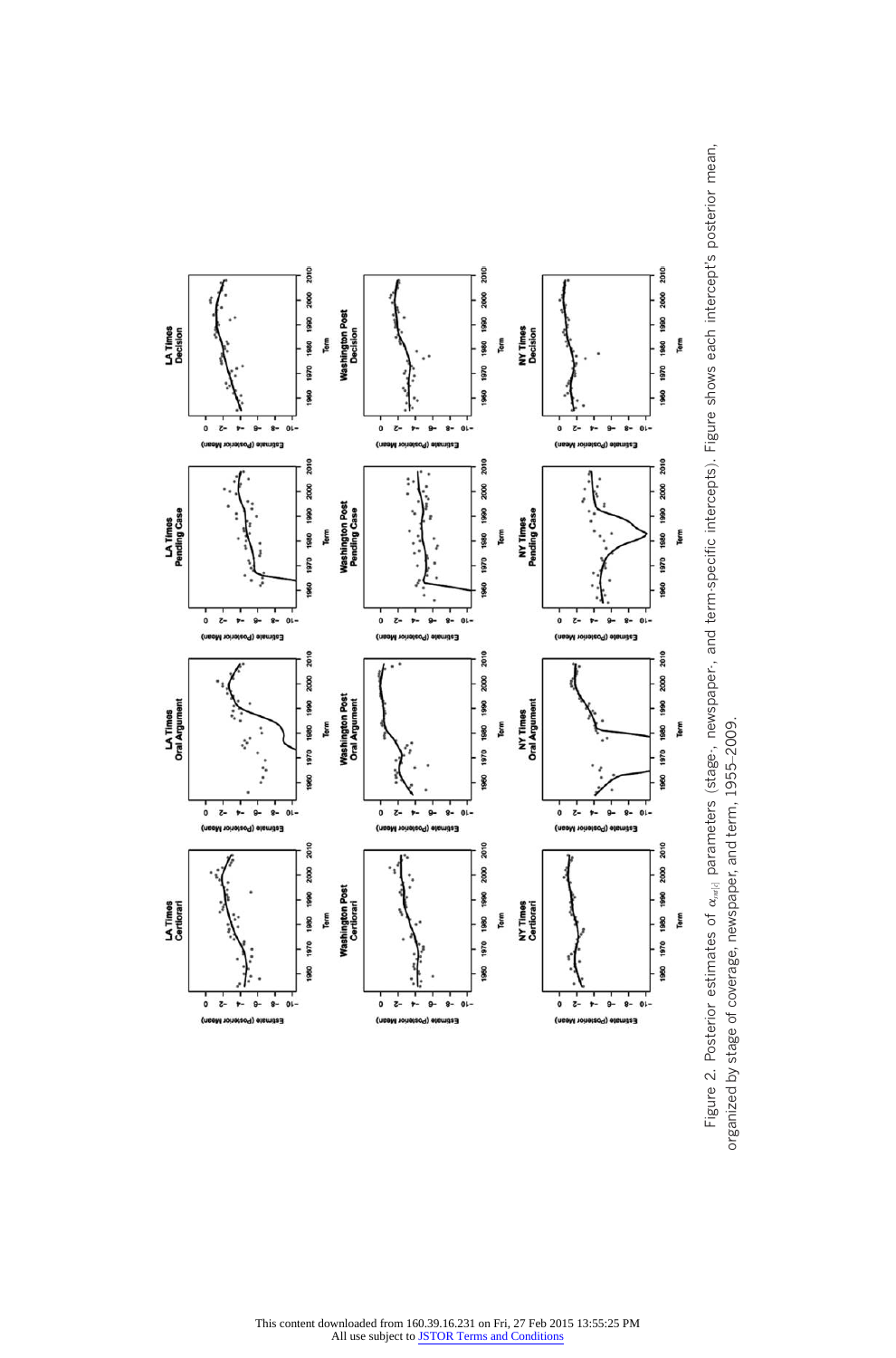Figure 2. Posterior estimates of $\alpha_{snt[c]}$ parameters (stage-, newspaper-, and term-specific intercepts). Figure shows each intercept's posterior mean, organized by stage of coverage, newspaper, and term, 1955–2009.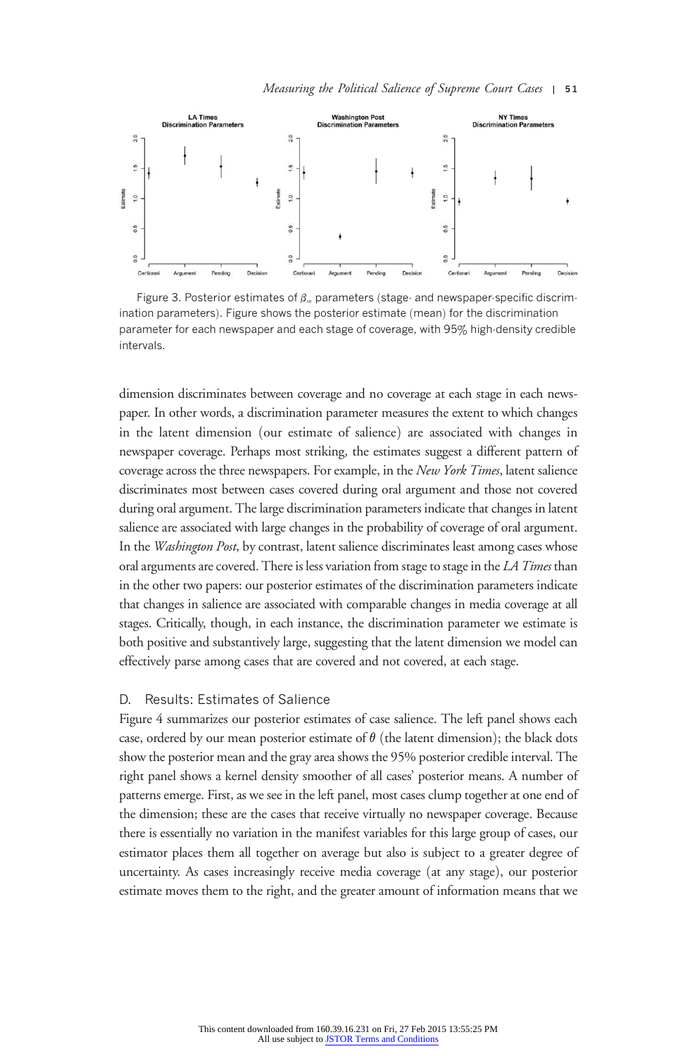Figure 3. Posterior estimates of $\beta_m$ parameters (stage- and newspaper-specific discrimination parameters). Figure shows the posterior estimate (mean) for the discrimination parameter for each newspaper and each stage of coverage, with 95% high-density credible intervals.

dimension discriminates between coverage and no coverage at each stage in each newspaper. In other words, a discrimination parameter measures the extent to which changes in the latent dimension (our estimate of salience) are associated with changes in newspaper coverage. Perhaps most striking, the estimates suggest a different pattern of coverage across the three newspapers. For example, in the *New York Times*, latent salience discriminates most between cases covered during oral argument and those not covered during oral argument. The large discrimination parameters indicate that changes in latent salience are associated with large changes in the probability of coverage of oral argument. In the *Washington Post*, by contrast, latent salience discriminates least among cases whose oral arguments are covered. There is less variation from stage to stage in the *LA Times* than in the other two papers: our posterior estimates of the discrimination parameters indicate that changes in salience are associated with comparable changes in media coverage at all stages. Critically, though, in each instance, the discrimination parameter we estimate is both positive and substantively large, suggesting that the latent dimension we model can effectively parse among cases that are covered and not covered, at each stage.

## D. Results: Estimates of Salience

Figure 4 summarizes our posterior estimates of case salience. The left panel shows each case, ordered by our mean posterior estimate of $\theta$ (the latent dimension); the black dots show the posterior mean and the gray area shows the 95% posterior credible interval. The right panel shows a kernel density smoother of all cases' posterior means. A number of patterns emerge. First, as we see in the left panel, most cases clump together at one end of the dimension; these are the cases that receive virtually no newspaper coverage. Because there is essentially no variation in the manifest variables for this large group of cases, our estimator places them all together on average but also is subject to a greater degree of uncertainty. As cases increasingly receive media coverage (at any stage), our posterior estimate moves them to the right, and the greater amount of information means that we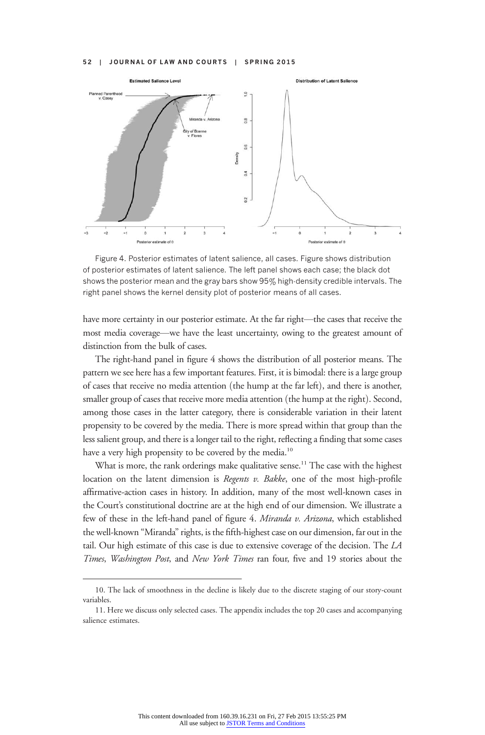Figure 4. Posterior estimates of latent salience, all cases. Figure shows distribution of posterior estimates of latent salience. The left panel shows each case; the black dot shows the posterior mean and the gray bars show 95% high-density credible intervals. The right panel shows the kernel density plot of posterior means of all cases.

have more certainty in our posterior estimate. At the far right—the cases that receive the most media coverage—we have the least uncertainty, owing to the greatest amount of distinction from the bulk of cases.

The right-hand panel in figure 4 shows the distribution of all posterior means. The pattern we see here has a few important features. First, it is bimodal: there is a large group of cases that receive no media attention (the hump at the far left), and there is another, smaller group of cases that receive more media attention (the hump at the right). Second, among those cases in the latter category, there is considerable variation in their latent propensity to be covered by the media. There is more spread within that group than the less salient group, and there is a longer tail to the right, reflecting a finding that some cases have a very high propensity to be covered by the media.[10]

What is more, the rank orderings make qualitative sense.[11] The case with the highest location on the latent dimension is *Regents v. Bakke*, one of the most high-profile affirmative-action cases in history. In addition, many of the most well-known cases in the Court's constitutional doctrine are at the high end of our dimension. We illustrate a few of these in the left-hand panel of figure 4. *Miranda v. Arizona*, which established the well-known "Miranda" rights, is the fifth-highest case on our dimension, far out in the tail. Our high estimate of this case is due to extensive coverage of the decision. The *LA Times*, *Washington Post*, and *New York Times* ran four, five and 19 stories about the

---

10. The lack of smoothness in the decline is likely due to the discrete staging of our story-count variables.

11. Here we discuss only selected cases. The appendix includes the top 20 cases and accompanying salience estimates.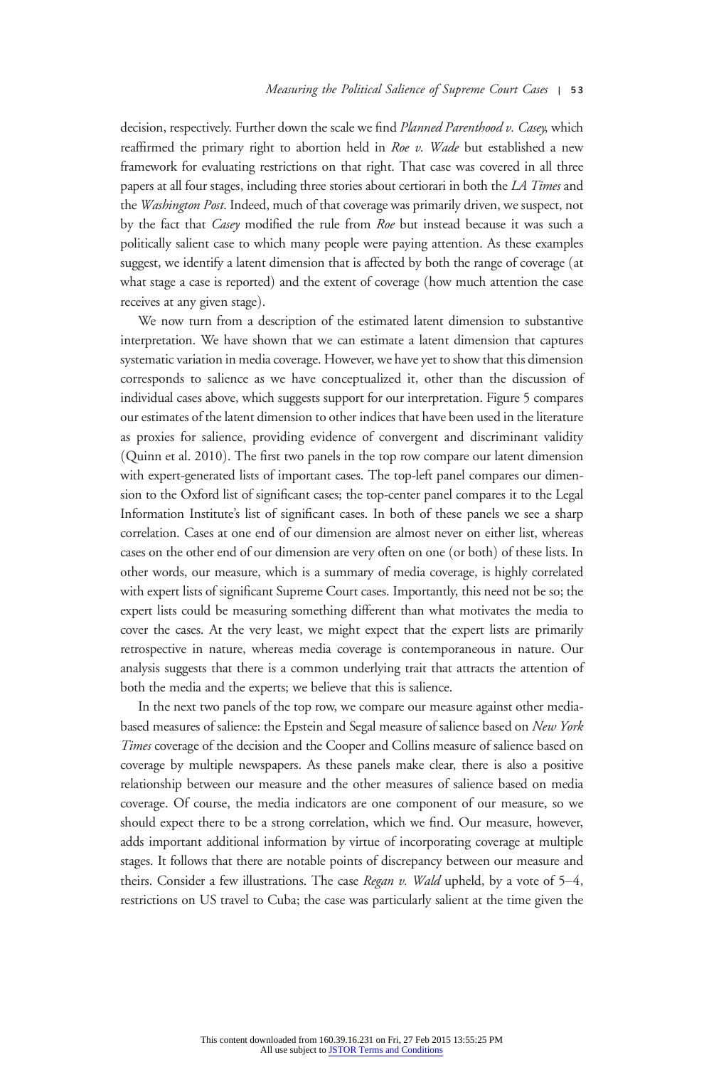decision, respectively. Further down the scale we find *Planned Parenthood v. Casey*, which reaffirmed the primary right to abortion held in *Roe v. Wade* but established a new framework for evaluating restrictions on that right. That case was covered in all three papers at all four stages, including three stories about certiorari in both the *LA Times* and the *Washington Post*. Indeed, much of that coverage was primarily driven, we suspect, not by the fact that *Casey* modified the rule from *Roe* but instead because it was such a politically salient case to which many people were paying attention. As these examples suggest, we identify a latent dimension that is affected by both the range of coverage (at what stage a case is reported) and the extent of coverage (how much attention the case receives at any given stage).

We now turn from a description of the estimated latent dimension to substantive interpretation. We have shown that we can estimate a latent dimension that captures systematic variation in media coverage. However, we have yet to show that this dimension corresponds to salience as we have conceptualized it, other than the discussion of individual cases above, which suggests support for our interpretation. Figure 5 compares our estimates of the latent dimension to other indices that have been used in the literature as proxies for salience, providing evidence of convergent and discriminant validity (Quinn et al. 2010). The first two panels in the top row compare our latent dimension with expert-generated lists of important cases. The top-left panel compares our dimension to the Oxford list of significant cases; the top-center panel compares it to the Legal Information Institute's list of significant cases. In both of these panels we see a sharp correlation. Cases at one end of our dimension are almost never on either list, whereas cases on the other end of our dimension are very often on one (or both) of these lists. In other words, our measure, which is a summary of media coverage, is highly correlated with expert lists of significant Supreme Court cases. Importantly, this need not be so; the expert lists could be measuring something different than what motivates the media to cover the cases. At the very least, we might expect that the expert lists are primarily retrospective in nature, whereas media coverage is contemporaneous in nature. Our analysis suggests that there is a common underlying trait that attracts the attention of both the media and the experts; we believe that this is salience.

In the next two panels of the top row, we compare our measure against other media-based measures of salience: the Epstein and Segal measure of salience based on *New York Times* coverage of the decision and the Cooper and Collins measure of salience based on coverage by multiple newspapers. As these panels make clear, there is also a positive relationship between our measure and the other measures of salience based on media coverage. Of course, the media indicators are one component of our measure, so we should expect there to be a strong correlation, which we find. Our measure, however, adds important additional information by virtue of incorporating coverage at multiple stages. It follows that there are notable points of discrepancy between our measure and theirs. Consider a few illustrations. The case *Regan v. Wald* upheld, by a vote of 5–4, restrictions on US travel to Cuba; the case was particularly salient at the time given the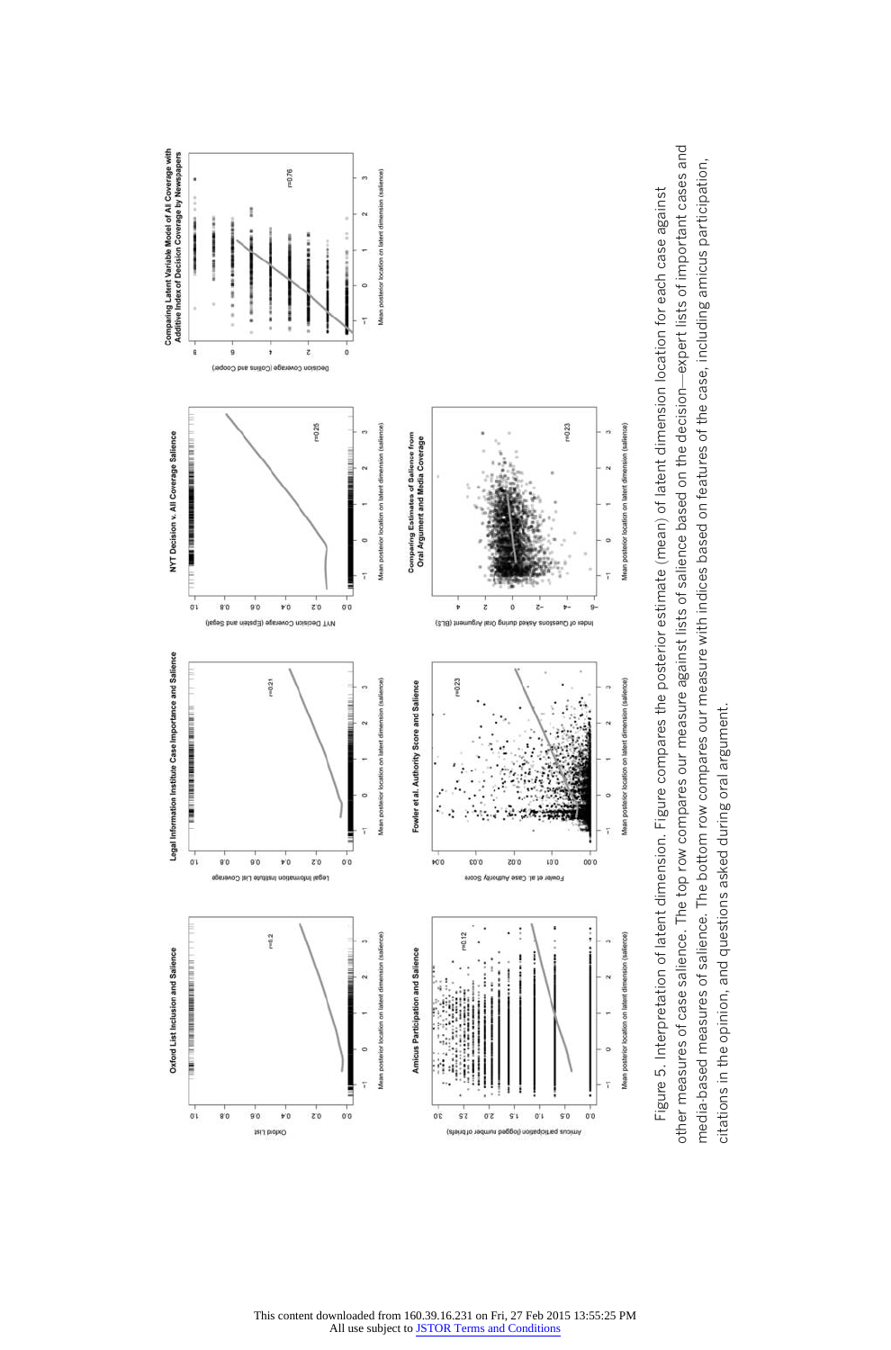Figure 5. Interpretation of latent dimension. Figure compares the posterior estimate (mean) of latent dimension location for each case against other measures of case salience. The top row compares our measure against lists of salience based on the decision—expert lists of important cases and media-based measures of salience. The bottom row compares our measure with indices based on features of the case, including amicus participation, citations in the opinion, and questions asked during oral argument.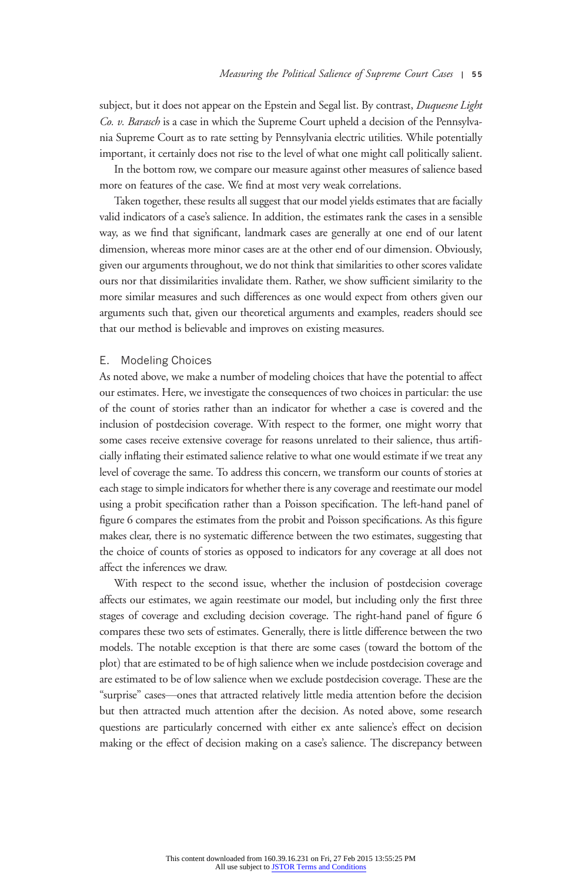subject, but it does not appear on the Epstein and Segal list. By contrast, *Duquesne Light Co. v. Barasch* is a case in which the Supreme Court upheld a decision of the Pennsylvania Supreme Court as to rate setting by Pennsylvania electric utilities. While potentially important, it certainly does not rise to the level of what one might call politically salient.

In the bottom row, we compare our measure against other measures of salience based more on features of the case. We find at most very weak correlations.

Taken together, these results all suggest that our model yields estimates that are facially valid indicators of a case's salience. In addition, the estimates rank the cases in a sensible way, as we find that significant, landmark cases are generally at one end of our latent dimension, whereas more minor cases are at the other end of our dimension. Obviously, given our arguments throughout, we do not think that similarities to other scores validate ours nor that dissimilarities invalidate them. Rather, we show sufficient similarity to the more similar measures and such differences as one would expect from others given our arguments such that, given our theoretical arguments and examples, readers should see that our method is believable and improves on existing measures.

## E. Modeling Choices

As noted above, we make a number of modeling choices that have the potential to affect our estimates. Here, we investigate the consequences of two choices in particular: the use of the count of stories rather than an indicator for whether a case is covered and the inclusion of postdecision coverage. With respect to the former, one might worry that some cases receive extensive coverage for reasons unrelated to their salience, thus artificially inflating their estimated salience relative to what one would estimate if we treat any level of coverage the same. To address this concern, we transform our counts of stories at each stage to simple indicators for whether there is any coverage and reestimate our model using a probit specification rather than a Poisson specification. The left-hand panel of figure 6 compares the estimates from the probit and Poisson specifications. As this figure makes clear, there is no systematic difference between the two estimates, suggesting that the choice of counts of stories as opposed to indicators for any coverage at all does not affect the inferences we draw.

With respect to the second issue, whether the inclusion of postdecision coverage affects our estimates, we again reestimate our model, but including only the first three stages of coverage and excluding decision coverage. The right-hand panel of figure 6 compares these two sets of estimates. Generally, there is little difference between the two models. The notable exception is that there are some cases (toward the bottom of the plot) that are estimated to be of high salience when we include postdecision coverage and are estimated to be of low salience when we exclude postdecision coverage. These are the "surprise" cases—ones that attracted relatively little media attention before the decision but then attracted much attention after the decision. As noted above, some research questions are particularly concerned with either ex ante salience's effect on decision making or the effect of decision making on a case's salience. The discrepancy between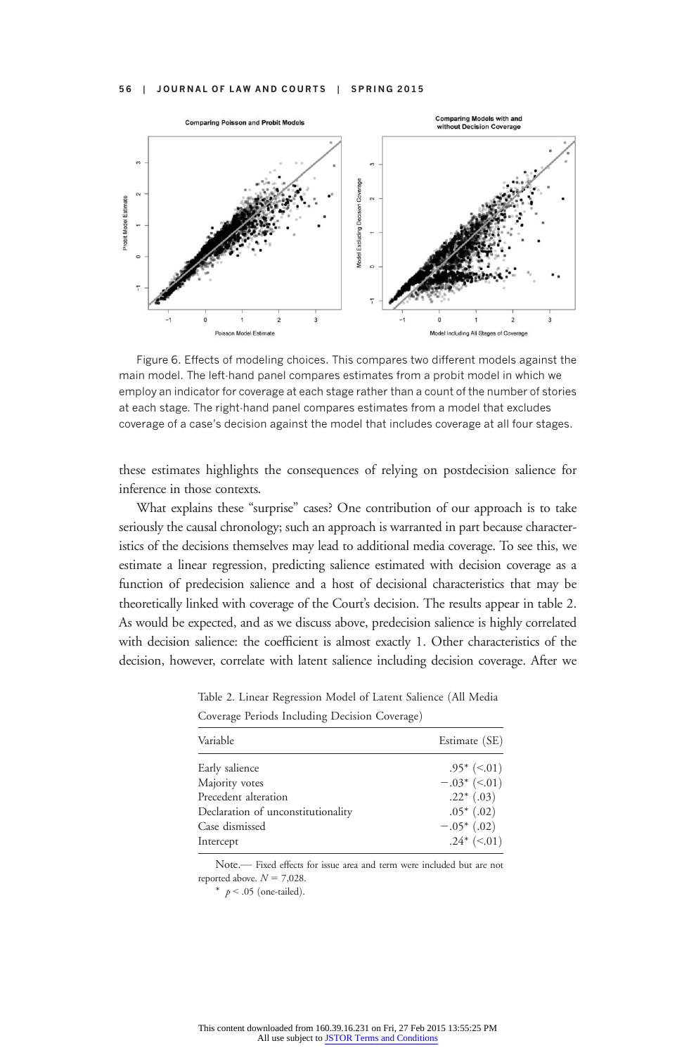Figure 6. Effects of modeling choices. This compares two different models against the main model. The left-hand panel compares estimates from a probit model in which we employ an indicator for coverage at each stage rather than a count of the number of stories at each stage. The right-hand panel compares estimates from a model that excludes coverage of a case's decision against the model that includes coverage at all four stages.

these estimates highlights the consequences of relying on postdecision salience for inference in those contexts.

What explains these "surprise" cases? One contribution of our approach is to take seriously the causal chronology; such an approach is warranted in part because characteristics of the decisions themselves may lead to additional media coverage. To see this, we estimate a linear regression, predicting salience estimated with decision coverage as a function of predecision salience and a host of decisional characteristics that may be theoretically linked with coverage of the Court's decision. The results appear in table 2. As would be expected, and as we discuss above, predecision salience is highly correlated with decision salience: the coefficient is almost exactly 1. Other characteristics of the decision, however, correlate with latent salience including decision coverage. After we

Table 2. Linear Regression Model of Latent Salience (All Media Coverage Periods Including Decision Coverage)

| Variable | Estimate (SE) |
|---|---|
| Early salience | .95* (<.01) |
| Majority votes | −.03* (<.01) |
| Precedent alteration | .22* (.03) |
| Declaration of unconstitutionality | .05* (.02) |
| Case dismissed | −.05* (.02) |
| Intercept | .24* (<.01) |

Note.— Fixed effects for issue area and term were included but are not reported above. $N = 7{,}028$.

* $p < .05$ (one-tailed).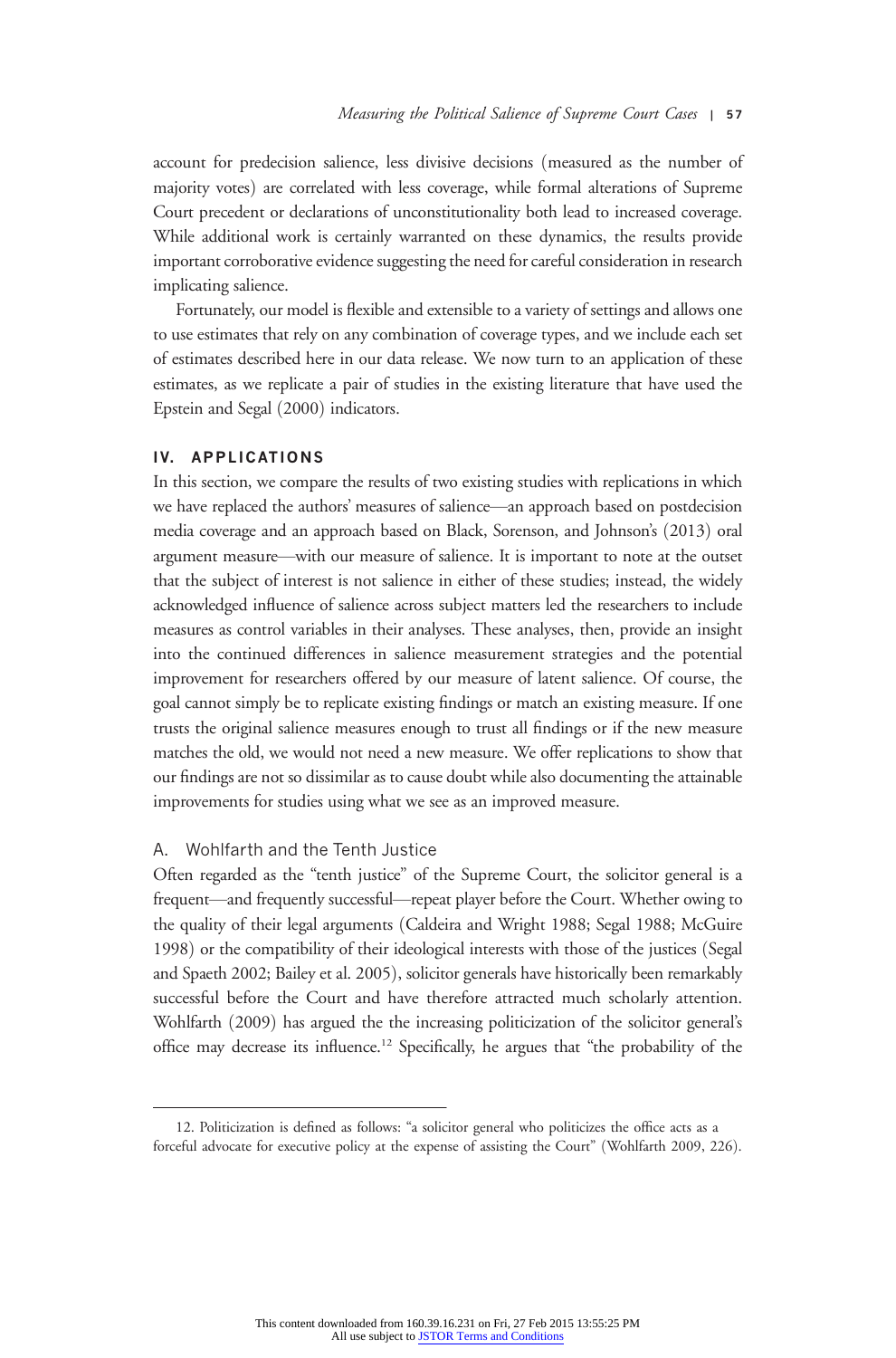account for predecision salience, less divisive decisions (measured as the number of majority votes) are correlated with less coverage, while formal alterations of Supreme Court precedent or declarations of unconstitutionality both lead to increased coverage. While additional work is certainly warranted on these dynamics, the results provide important corroborative evidence suggesting the need for careful consideration in research implicating salience.

Fortunately, our model is flexible and extensible to a variety of settings and allows one to use estimates that rely on any combination of coverage types, and we include each set of estimates described here in our data release. We now turn to an application of these estimates, as we replicate a pair of studies in the existing literature that have used the Epstein and Segal (2000) indicators.

## IV. APPLICATIONS

In this section, we compare the results of two existing studies with replications in which we have replaced the authors' measures of salience—an approach based on postdecision media coverage and an approach based on Black, Sorenson, and Johnson's (2013) oral argument measure—with our measure of salience. It is important to note at the outset that the subject of interest is not salience in either of these studies; instead, the widely acknowledged influence of salience across subject matters led the researchers to include measures as control variables in their analyses. These analyses, then, provide an insight into the continued differences in salience measurement strategies and the potential improvement for researchers offered by our measure of latent salience. Of course, the goal cannot simply be to replicate existing findings or match an existing measure. If one trusts the original salience measures enough to trust all findings or if the new measure matches the old, we would not need a new measure. We offer replications to show that our findings are not so dissimilar as to cause doubt while also documenting the attainable improvements for studies using what we see as an improved measure.

### A. Wohlfarth and the Tenth Justice

Often regarded as the "tenth justice" of the Supreme Court, the solicitor general is a frequent—and frequently successful—repeat player before the Court. Whether owing to the quality of their legal arguments (Caldeira and Wright 1988; Segal 1988; McGuire 1998) or the compatibility of their ideological interests with those of the justices (Segal and Spaeth 2002; Bailey et al. 2005), solicitor generals have historically been remarkably successful before the Court and have therefore attracted much scholarly attention. Wohlfarth (2009) has argued the the increasing politicization of the solicitor general's office may decrease its influence.[12] Specifically, he argues that "the probability of the

12. Politicization is defined as follows: "a solicitor general who politicizes the office acts as a forceful advocate for executive policy at the expense of assisting the Court" (Wohlfarth 2009, 226).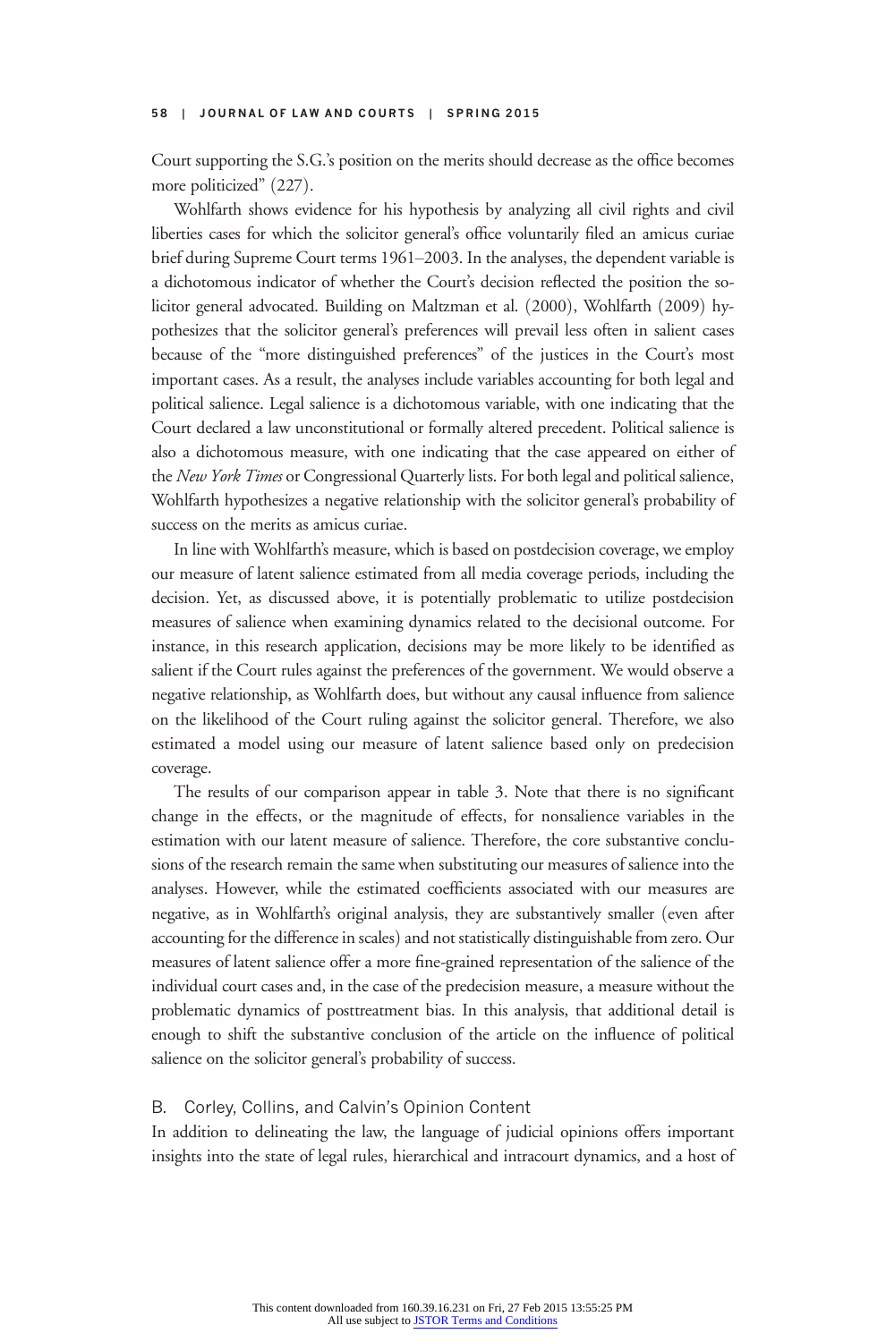Court supporting the S.G.'s position on the merits should decrease as the office becomes more politicized" (227).

Wohlfarth shows evidence for his hypothesis by analyzing all civil rights and civil liberties cases for which the solicitor general's office voluntarily filed an amicus curiae brief during Supreme Court terms 1961–2003. In the analyses, the dependent variable is a dichotomous indicator of whether the Court's decision reflected the position the solicitor general advocated. Building on Maltzman et al. (2000), Wohlfarth (2009) hypothesizes that the solicitor general's preferences will prevail less often in salient cases because of the "more distinguished preferences" of the justices in the Court's most important cases. As a result, the analyses include variables accounting for both legal and political salience. Legal salience is a dichotomous variable, with one indicating that the Court declared a law unconstitutional or formally altered precedent. Political salience is also a dichotomous measure, with one indicating that the case appeared on either of the *New York Times* or Congressional Quarterly lists. For both legal and political salience, Wohlfarth hypothesizes a negative relationship with the solicitor general's probability of success on the merits as amicus curiae.

In line with Wohlfarth's measure, which is based on postdecision coverage, we employ our measure of latent salience estimated from all media coverage periods, including the decision. Yet, as discussed above, it is potentially problematic to utilize postdecision measures of salience when examining dynamics related to the decisional outcome. For instance, in this research application, decisions may be more likely to be identified as salient if the Court rules against the preferences of the government. We would observe a negative relationship, as Wohlfarth does, but without any causal influence from salience on the likelihood of the Court ruling against the solicitor general. Therefore, we also estimated a model using our measure of latent salience based only on predecision coverage.

The results of our comparison appear in table 3. Note that there is no significant change in the effects, or the magnitude of effects, for nonsalience variables in the estimation with our latent measure of salience. Therefore, the core substantive conclusions of the research remain the same when substituting our measures of salience into the analyses. However, while the estimated coefficients associated with our measures are negative, as in Wohlfarth's original analysis, they are substantively smaller (even after accounting for the difference in scales) and not statistically distinguishable from zero. Our measures of latent salience offer a more fine-grained representation of the salience of the individual court cases and, in the case of the predecision measure, a measure without the problematic dynamics of posttreatment bias. In this analysis, that additional detail is enough to shift the substantive conclusion of the article on the influence of political salience on the solicitor general's probability of success.

### B. Corley, Collins, and Calvin's Opinion Content

In addition to delineating the law, the language of judicial opinions offers important insights into the state of legal rules, hierarchical and intracourt dynamics, and a host of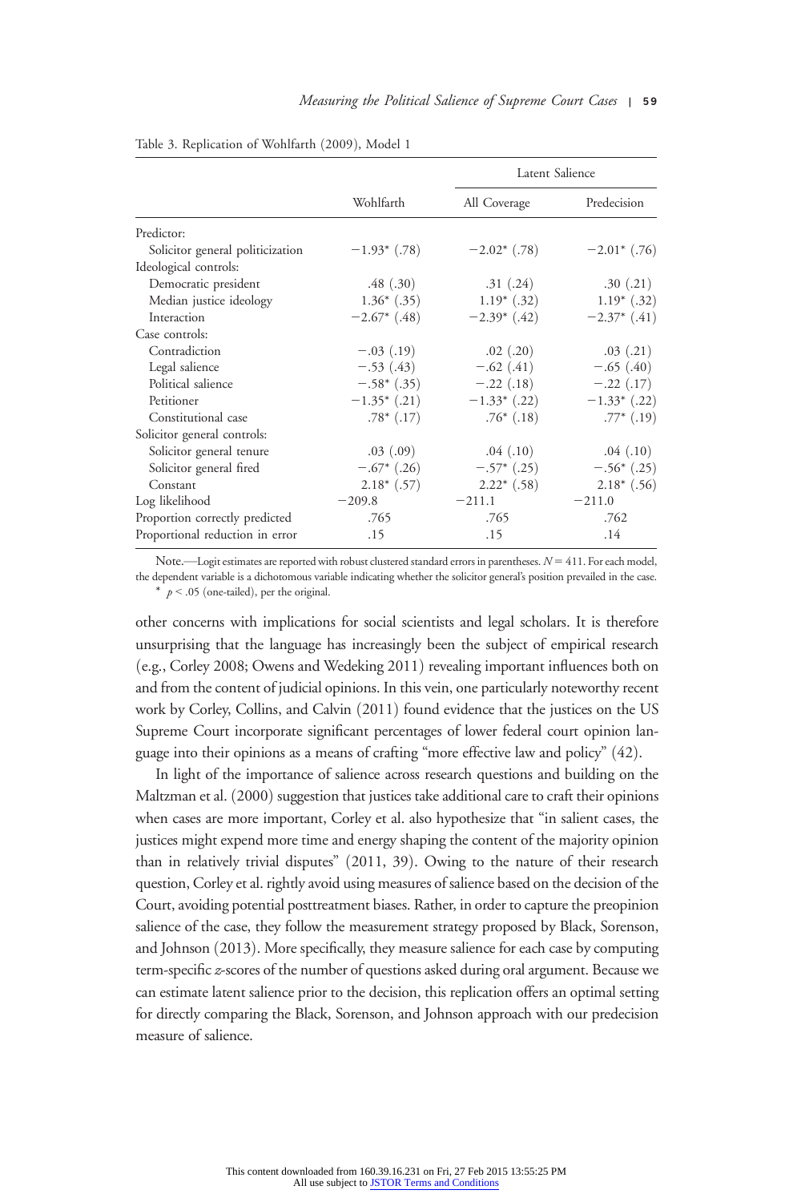Table 3. Replication of Wohlfarth (2009), Model 1

| | Wohlfarth | Latent Salience | |
|---|---|---|---|
| | | All Coverage | Predecision |
| Predictor: | | | |
| Solicitor general politicization | −1.93* (.78) | −2.02* (.78) | −2.01* (.76) |
| Ideological controls: | | | |
| Democratic president | .48 (.30) | .31 (.24) | .30 (.21) |
| Median justice ideology | 1.36* (.35) | 1.19* (.32) | 1.19* (.32) |
| Interaction | −2.67* (.48) | −2.39* (.42) | −2.37* (.41) |
| Case controls: | | | |
| Contradiction | −.03 (.19) | .02 (.20) | .03 (.21) |
| Legal salience | −.53 (.43) | −.62 (.41) | −.65 (.40) |
| Political salience | −.58* (.35) | −.22 (.18) | −.22 (.17) |
| Petitioner | −1.35* (.21) | −1.33* (.22) | −1.33* (.22) |
| Constitutional case | .78* (.17) | .76* (.18) | .77* (.19) |
| Solicitor general controls: | | | |
| Solicitor general tenure | .03 (.09) | .04 (.10) | .04 (.10) |
| Solicitor general fired | −.67* (.26) | −.57* (.25) | −.56* (.25) |
| Constant | 2.18* (.57) | 2.22* (.58) | 2.18* (.56) |
| Log likelihood | −209.8 | −211.1 | −211.0 |
| Proportion correctly predicted | .765 | .765 | .762 |
| Proportional reduction in error | .15 | .15 | .14 |

Note.—Logit estimates are reported with robust clustered standard errors in parentheses. $N = 411$. For each model, the dependent variable is a dichotomous variable indicating whether the solicitor general's position prevailed in the case.
* $p < .05$ (one-tailed), per the original.

other concerns with implications for social scientists and legal scholars. It is therefore unsurprising that the language has increasingly been the subject of empirical research (e.g., Corley 2008; Owens and Wedeking 2011) revealing important influences both on and from the content of judicial opinions. In this vein, one particularly noteworthy recent work by Corley, Collins, and Calvin (2011) found evidence that the justices on the US Supreme Court incorporate significant percentages of lower federal court opinion language into their opinions as a means of crafting "more effective law and policy" (42).

In light of the importance of salience across research questions and building on the Maltzman et al. (2000) suggestion that justices take additional care to craft their opinions when cases are more important, Corley et al. also hypothesize that "in salient cases, the justices might expend more time and energy shaping the content of the majority opinion than in relatively trivial disputes" (2011, 39). Owing to the nature of their research question, Corley et al. rightly avoid using measures of salience based on the decision of the Court, avoiding potential posttreatment biases. Rather, in order to capture the preopinion salience of the case, they follow the measurement strategy proposed by Black, Sorenson, and Johnson (2013). More specifically, they measure salience for each case by computing term-specific *z*-scores of the number of questions asked during oral argument. Because we can estimate latent salience prior to the decision, this replication offers an optimal setting for directly comparing the Black, Sorenson, and Johnson approach with our predecision measure of salience.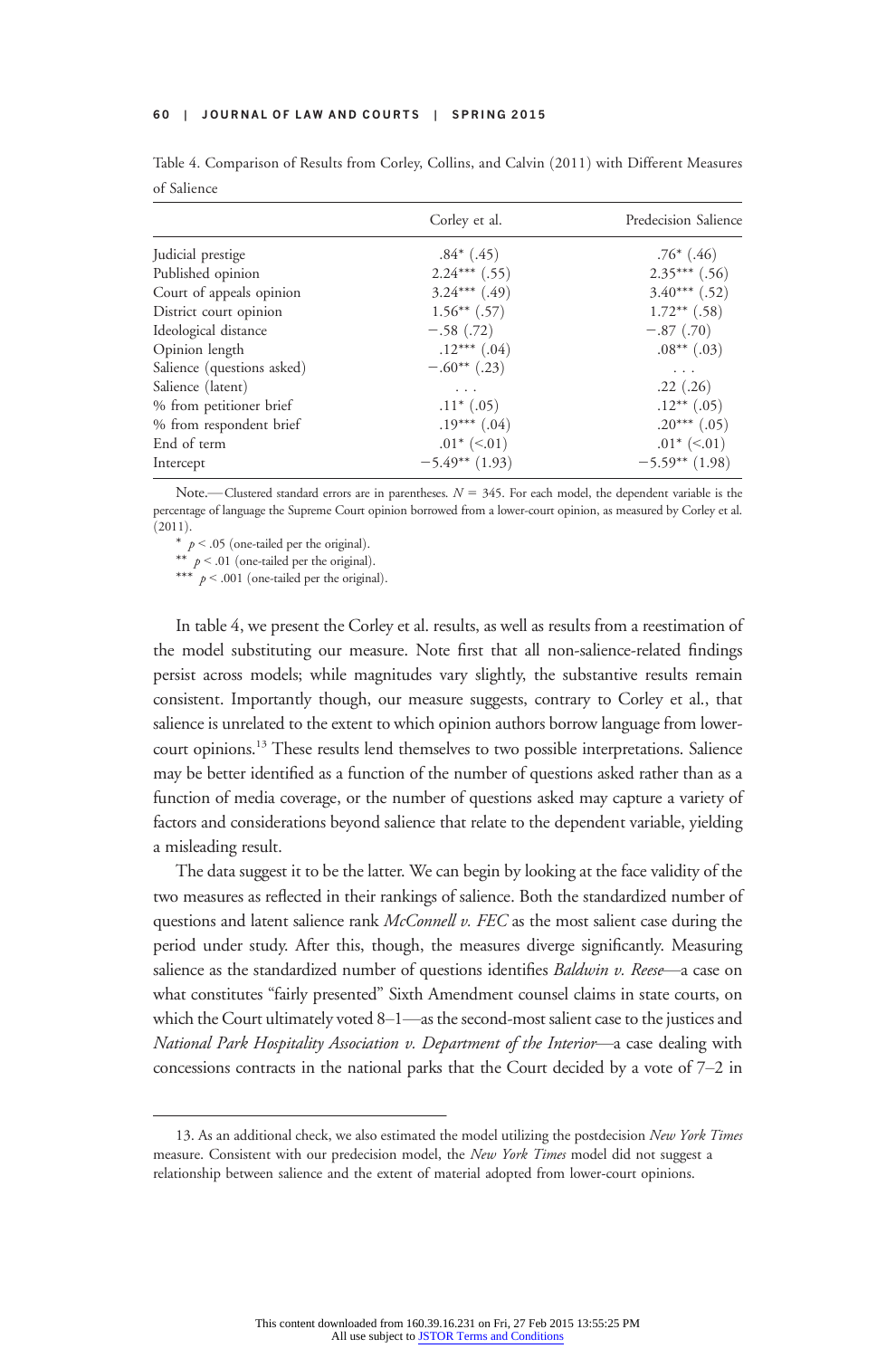Table 4. Comparison of Results from Corley, Collins, and Calvin (2011) with Different Measures of Salience

| | Corley et al. | Predecision Salience |
|---|---|---|
| Judicial prestige | .84* (.45) | .76* (.46) |
| Published opinion | 2.24*** (.55) | 2.35*** (.56) |
| Court of appeals opinion | 3.24*** (.49) | 3.40*** (.52) |
| District court opinion | 1.56** (.57) | 1.72** (.58) |
| Ideological distance | −.58 (.72) | −.87 (.70) |
| Opinion length | .12*** (.04) | .08** (.03) |
| Salience (questions asked) | −.60** (.23) | . . . |
| Salience (latent) | . . . | .22 (.26) |
| % from petitioner brief | .11* (.05) | .12** (.05) |
| % from respondent brief | .19*** (.04) | .20*** (.05) |
| End of term | .01* (<.01) | .01* (<.01) |
| Intercept | −5.49** (1.93) | −5.59** (1.98) |

Note.—Clustered standard errors are in parentheses. $N = 345$. For each model, the dependent variable is the percentage of language the Supreme Court opinion borrowed from a lower-court opinion, as measured by Corley et al. (2011).

\* $p < .05$ (one-tailed per the original).

\*\* $p < .01$ (one-tailed per the original).

\*\*\* $p < .001$ (one-tailed per the original).

In table 4, we present the Corley et al. results, as well as results from a reestimation of the model substituting our measure. Note first that all non-salience-related findings persist across models; while magnitudes vary slightly, the substantive results remain consistent. Importantly though, our measure suggests, contrary to Corley et al., that salience is unrelated to the extent to which opinion authors borrow language from lower-court opinions.[13] These results lend themselves to two possible interpretations. Salience may be better identified as a function of the number of questions asked rather than as a function of media coverage, or the number of questions asked may capture a variety of factors and considerations beyond salience that relate to the dependent variable, yielding a misleading result.

The data suggest it to be the latter. We can begin by looking at the face validity of the two measures as reflected in their rankings of salience. Both the standardized number of questions and latent salience rank *McConnell v. FEC* as the most salient case during the period under study. After this, though, the measures diverge significantly. Measuring salience as the standardized number of questions identifies *Baldwin v. Reese*—a case on what constitutes "fairly presented" Sixth Amendment counsel claims in state courts, on which the Court ultimately voted 8–1—as the second-most salient case to the justices and *National Park Hospitality Association v. Department of the Interior*—a case dealing with concessions contracts in the national parks that the Court decided by a vote of 7–2 in

13. As an additional check, we also estimated the model utilizing the postdecision *New York Times* measure. Consistent with our predecision model, the *New York Times* model did not suggest a relationship between salience and the extent of material adopted from lower-court opinions.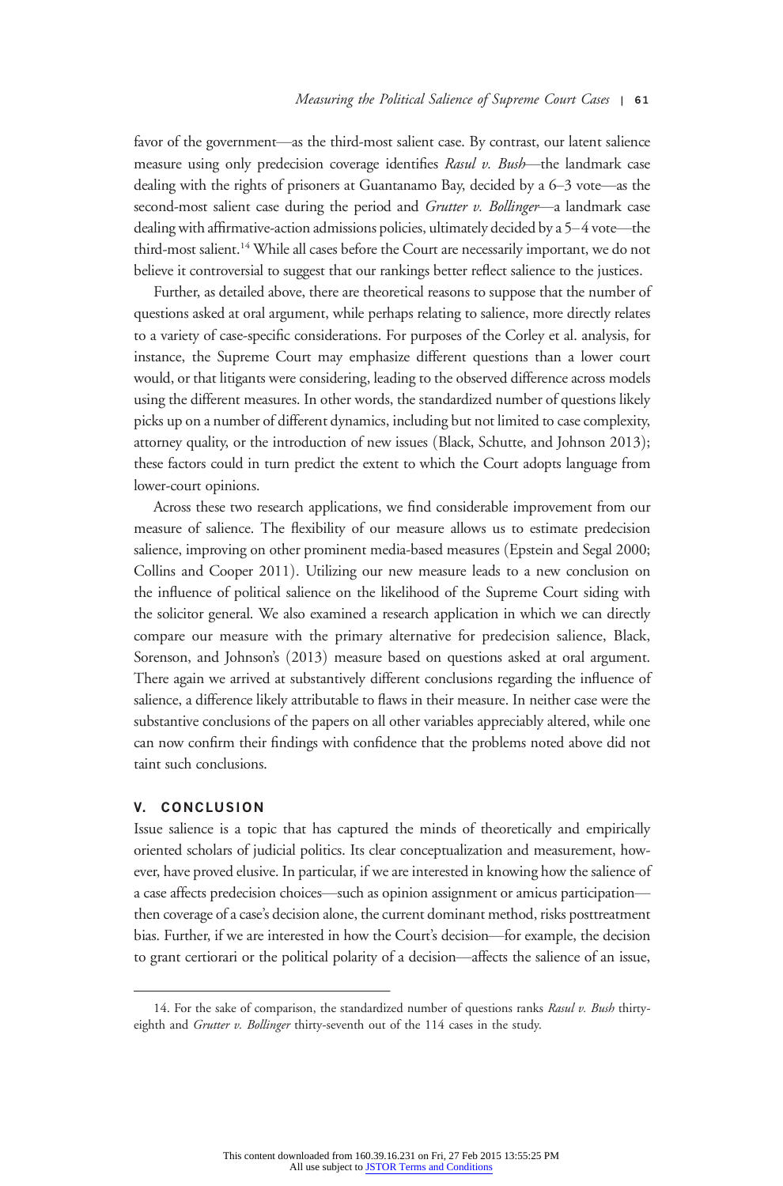favor of the government—as the third-most salient case. By contrast, our latent salience measure using only predecision coverage identifies *Rasul v. Bush*—the landmark case dealing with the rights of prisoners at Guantanamo Bay, decided by a 6–3 vote—as the second-most salient case during the period and *Grutter v. Bollinger*—a landmark case dealing with affirmative-action admissions policies, ultimately decided by a 5–4 vote—the third-most salient.[14] While all cases before the Court are necessarily important, we do not believe it controversial to suggest that our rankings better reflect salience to the justices.

Further, as detailed above, there are theoretical reasons to suppose that the number of questions asked at oral argument, while perhaps relating to salience, more directly relates to a variety of case-specific considerations. For purposes of the Corley et al. analysis, for instance, the Supreme Court may emphasize different questions than a lower court would, or that litigants were considering, leading to the observed difference across models using the different measures. In other words, the standardized number of questions likely picks up on a number of different dynamics, including but not limited to case complexity, attorney quality, or the introduction of new issues (Black, Schutte, and Johnson 2013); these factors could in turn predict the extent to which the Court adopts language from lower-court opinions.

Across these two research applications, we find considerable improvement from our measure of salience. The flexibility of our measure allows us to estimate predecision salience, improving on other prominent media-based measures (Epstein and Segal 2000; Collins and Cooper 2011). Utilizing our new measure leads to a new conclusion on the influence of political salience on the likelihood of the Supreme Court siding with the solicitor general. We also examined a research application in which we can directly compare our measure with the primary alternative for predecision salience, Black, Sorenson, and Johnson's (2013) measure based on questions asked at oral argument. There again we arrived at substantively different conclusions regarding the influence of salience, a difference likely attributable to flaws in their measure. In neither case were the substantive conclusions of the papers on all other variables appreciably altered, while one can now confirm their findings with confidence that the problems noted above did not taint such conclusions.

## V. CONCLUSION

Issue salience is a topic that has captured the minds of theoretically and empirically oriented scholars of judicial politics. Its clear conceptualization and measurement, however, have proved elusive. In particular, if we are interested in knowing how the salience of a case affects predecision choices—such as opinion assignment or amicus participation—then coverage of a case's decision alone, the current dominant method, risks posttreatment bias. Further, if we are interested in how the Court's decision—for example, the decision to grant certiorari or the political polarity of a decision—affects the salience of an issue,

14. For the sake of comparison, the standardized number of questions ranks *Rasul v. Bush* thirty-eighth and *Grutter v. Bollinger* thirty-seventh out of the 114 cases in the study.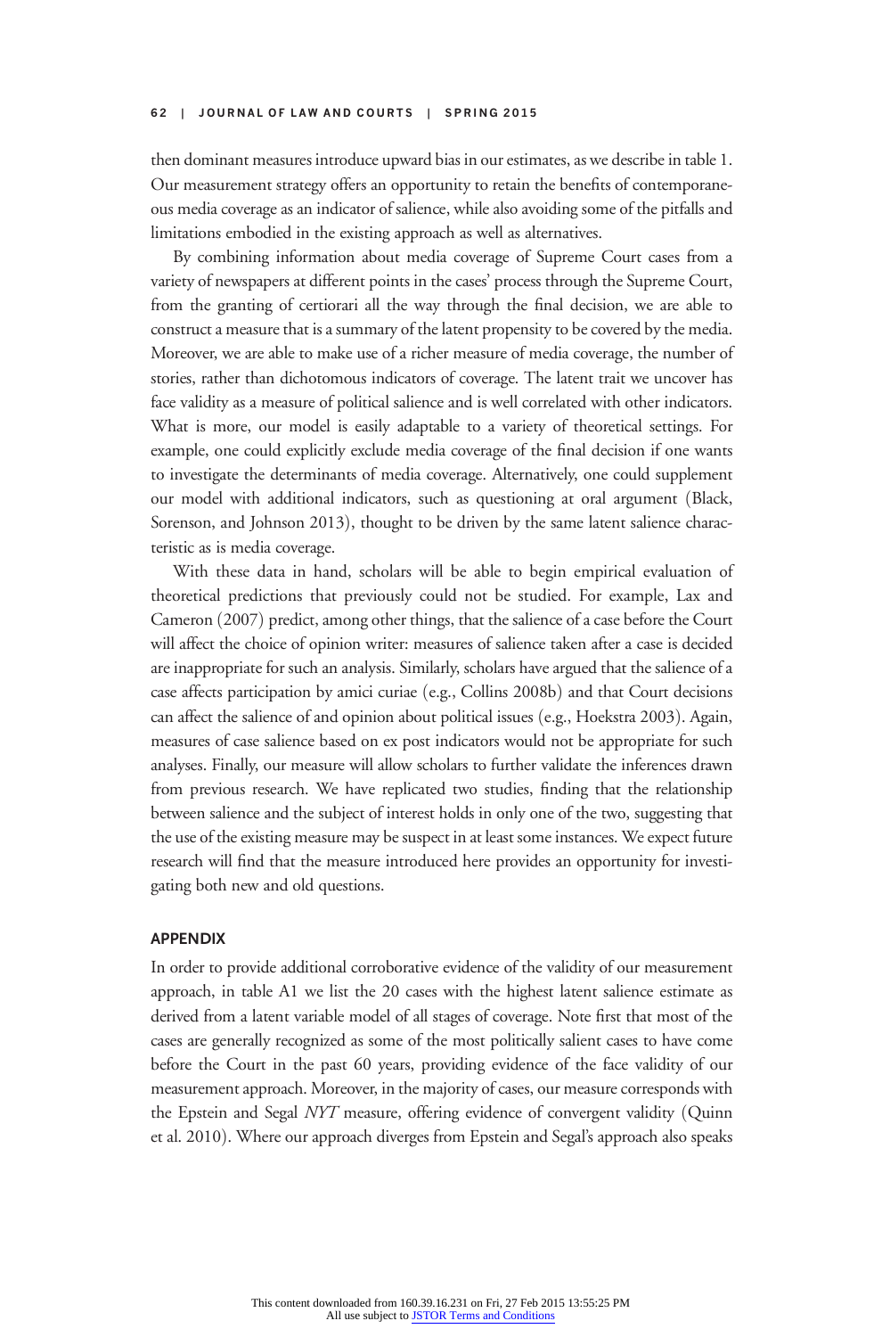then dominant measures introduce upward bias in our estimates, as we describe in table 1. Our measurement strategy offers an opportunity to retain the benefits of contemporaneous media coverage as an indicator of salience, while also avoiding some of the pitfalls and limitations embodied in the existing approach as well as alternatives.

By combining information about media coverage of Supreme Court cases from a variety of newspapers at different points in the cases' process through the Supreme Court, from the granting of certiorari all the way through the final decision, we are able to construct a measure that is a summary of the latent propensity to be covered by the media. Moreover, we are able to make use of a richer measure of media coverage, the number of stories, rather than dichotomous indicators of coverage. The latent trait we uncover has face validity as a measure of political salience and is well correlated with other indicators. What is more, our model is easily adaptable to a variety of theoretical settings. For example, one could explicitly exclude media coverage of the final decision if one wants to investigate the determinants of media coverage. Alternatively, one could supplement our model with additional indicators, such as questioning at oral argument (Black, Sorenson, and Johnson 2013), thought to be driven by the same latent salience characteristic as is media coverage.

With these data in hand, scholars will be able to begin empirical evaluation of theoretical predictions that previously could not be studied. For example, Lax and Cameron (2007) predict, among other things, that the salience of a case before the Court will affect the choice of opinion writer: measures of salience taken after a case is decided are inappropriate for such an analysis. Similarly, scholars have argued that the salience of a case affects participation by amici curiae (e.g., Collins 2008b) and that Court decisions can affect the salience of and opinion about political issues (e.g., Hoekstra 2003). Again, measures of case salience based on ex post indicators would not be appropriate for such analyses. Finally, our measure will allow scholars to further validate the inferences drawn from previous research. We have replicated two studies, finding that the relationship between salience and the subject of interest holds in only one of the two, suggesting that the use of the existing measure may be suspect in at least some instances. We expect future research will find that the measure introduced here provides an opportunity for investigating both new and old questions.

## APPENDIX

In order to provide additional corroborative evidence of the validity of our measurement approach, in table A1 we list the 20 cases with the highest latent salience estimate as derived from a latent variable model of all stages of coverage. Note first that most of the cases are generally recognized as some of the most politically salient cases to have come before the Court in the past 60 years, providing evidence of the face validity of our measurement approach. Moreover, in the majority of cases, our measure corresponds with the Epstein and Segal *NYT* measure, offering evidence of convergent validity (Quinn et al. 2010). Where our approach diverges from Epstein and Segal's approach also speaks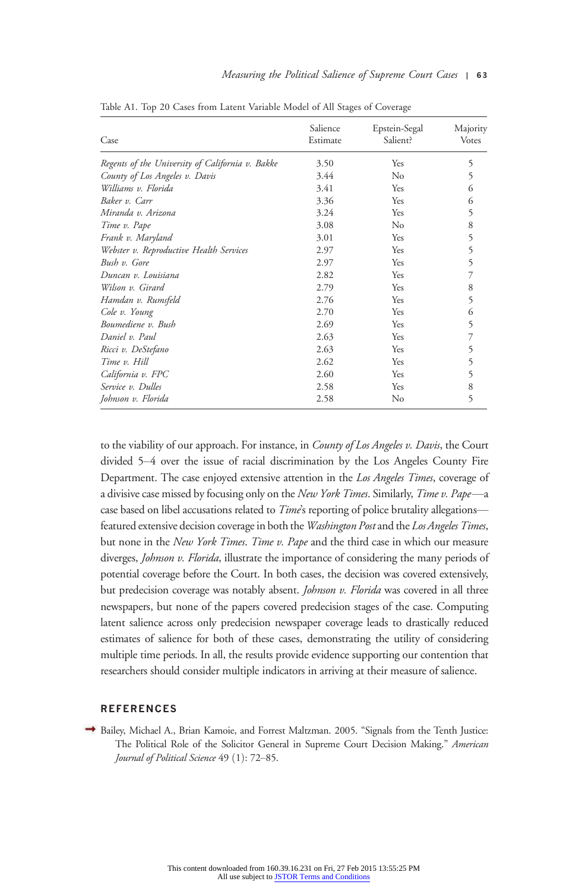Table A1. Top 20 Cases from Latent Variable Model of All Stages of Coverage

| Case | Salience Estimate | Epstein-Segal Salient? | Majority Votes |
|---|---|---|---|
| *Regents of the University of California v. Bakke* | 3.50 | Yes | 5 |
| *County of Los Angeles v. Davis* | 3.44 | No | 5 |
| *Williams v. Florida* | 3.41 | Yes | 6 |
| *Baker v. Carr* | 3.36 | Yes | 6 |
| *Miranda v. Arizona* | 3.24 | Yes | 5 |
| *Time v. Pape* | 3.08 | No | 8 |
| *Frank v. Maryland* | 3.01 | Yes | 5 |
| *Webster v. Reproductive Health Services* | 2.97 | Yes | 5 |
| *Bush v. Gore* | 2.97 | Yes | 5 |
| *Duncan v. Louisiana* | 2.82 | Yes | 7 |
| *Wilson v. Girard* | 2.79 | Yes | 8 |
| *Hamdan v. Rumsfeld* | 2.76 | Yes | 5 |
| *Cole v. Young* | 2.70 | Yes | 6 |
| *Boumediene v. Bush* | 2.69 | Yes | 5 |
| *Daniel v. Paul* | 2.63 | Yes | 7 |
| *Ricci v. DeStefano* | 2.63 | Yes | 5 |
| *Time v. Hill* | 2.62 | Yes | 5 |
| *California v. FPC* | 2.60 | Yes | 5 |
| *Service v. Dulles* | 2.58 | Yes | 8 |
| *Johnson v. Florida* | 2.58 | No | 5 |

to the viability of our approach. For instance, in *County of Los Angeles v. Davis*, the Court divided 5–4 over the issue of racial discrimination by the Los Angeles County Fire Department. The case enjoyed extensive attention in the *Los Angeles Times*, coverage of a divisive case missed by focusing only on the *New York Times*. Similarly, *Time v. Pape*—a case based on libel accusations related to *Time*'s reporting of police brutality allegations—featured extensive decision coverage in both the *Washington Post* and the *Los Angeles Times*, but none in the *New York Times*. *Time v. Pape* and the third case in which our measure diverges, *Johnson v. Florida*, illustrate the importance of considering the many periods of potential coverage before the Court. In both cases, the decision was covered extensively, but predecision coverage was notably absent. *Johnson v. Florida* was covered in all three newspapers, but none of the papers covered predecision stages of the case. Computing latent salience across only predecision newspaper coverage leads to drastically reduced estimates of salience for both of these cases, demonstrating the utility of considering multiple time periods. In all, the results provide evidence supporting our contention that researchers should consider multiple indicators in arriving at their measure of salience.

## REFERENCES

Bailey, Michael A., Brian Kamoie, and Forrest Maltzman. 2005. "Signals from the Tenth Justice: The Political Role of the Solicitor General in Supreme Court Decision Making." *American Journal of Political Science* 49 (1): 72–85.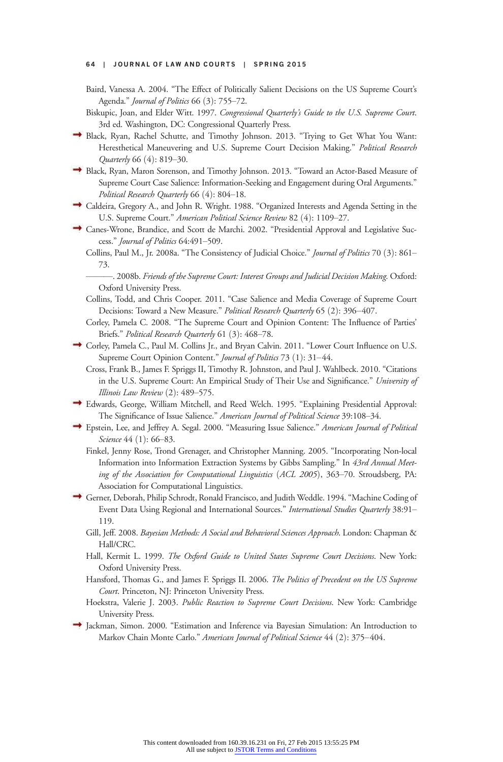Baird, Vanessa A. 2004. "The Effect of Politically Salient Decisions on the US Supreme Court's Agenda." *Journal of Politics* 66 (3): 755–72.

Biskupic, Joan, and Elder Witt. 1997. *Congressional Quarterly's Guide to the U.S. Supreme Court*. 3rd ed. Washington, DC: Congressional Quarterly Press.

Black, Ryan, Rachel Schutte, and Timothy Johnson. 2013. "Trying to Get What You Want: Heresthetical Maneuvering and U.S. Supreme Court Decision Making." *Political Research Quarterly* 66 (4): 819–30.

Black, Ryan, Maron Sorenson, and Timothy Johnson. 2013. "Toward an Actor-Based Measure of Supreme Court Case Salience: Information-Seeking and Engagement during Oral Arguments." *Political Research Quarterly* 66 (4): 804–18.

Caldeira, Gregory A., and John R. Wright. 1988. "Organized Interests and Agenda Setting in the U.S. Supreme Court." *American Political Science Review* 82 (4): 1109–27.

Canes-Wrone, Brandice, and Scott de Marchi. 2002. "Presidential Approval and Legislative Success." *Journal of Politics* 64:491–509.

Collins, Paul M., Jr. 2008a. "The Consistency of Judicial Choice." *Journal of Politics* 70 (3): 861–73.

———. 2008b. *Friends of the Supreme Court: Interest Groups and Judicial Decision Making*. Oxford: Oxford University Press.

Collins, Todd, and Chris Cooper. 2011. "Case Salience and Media Coverage of Supreme Court Decisions: Toward a New Measure." *Political Research Quarterly* 65 (2): 396–407.

Corley, Pamela C. 2008. "The Supreme Court and Opinion Content: The Influence of Parties' Briefs." *Political Research Quarterly* 61 (3): 468–78.

Corley, Pamela C., Paul M. Collins Jr., and Bryan Calvin. 2011. "Lower Court Influence on U.S. Supreme Court Opinion Content." *Journal of Politics* 73 (1): 31–44.

Cross, Frank B., James F. Spriggs II, Timothy R. Johnston, and Paul J. Wahlbeck. 2010. "Citations in the U.S. Supreme Court: An Empirical Study of Their Use and Significance." *University of Illinois Law Review* (2): 489–575.

Edwards, George, William Mitchell, and Reed Welch. 1995. "Explaining Presidential Approval: The Significance of Issue Salience." *American Journal of Political Science* 39:108–34.

Epstein, Lee, and Jeffrey A. Segal. 2000. "Measuring Issue Salience." *American Journal of Political Science* 44 (1): 66–83.

Finkel, Jenny Rose, Trond Grenager, and Christopher Manning. 2005. "Incorporating Non-local Information into Information Extraction Systems by Gibbs Sampling." In *43rd Annual Meeting of the Association for Computational Linguistics* (*ACL 2005*), 363–70. Stroudsberg, PA: Association for Computational Linguistics.

Gerner, Deborah, Philip Schrodt, Ronald Francisco, and Judith Weddle. 1994. "Machine Coding of Event Data Using Regional and International Sources." *International Studies Quarterly* 38:91–119.

Gill, Jeff. 2008. *Bayesian Methods: A Social and Behavioral Sciences Approach*. London: Chapman & Hall/CRC.

Hall, Kermit L. 1999. *The Oxford Guide to United States Supreme Court Decisions*. New York: Oxford University Press.

Hansford, Thomas G., and James F. Spriggs II. 2006. *The Politics of Precedent on the US Supreme Court*. Princeton, NJ: Princeton University Press.

Hoekstra, Valerie J. 2003. *Public Reaction to Supreme Court Decisions*. New York: Cambridge University Press.

Jackman, Simon. 2000. "Estimation and Inference via Bayesian Simulation: An Introduction to Markov Chain Monte Carlo." *American Journal of Political Science* 44 (2): 375–404.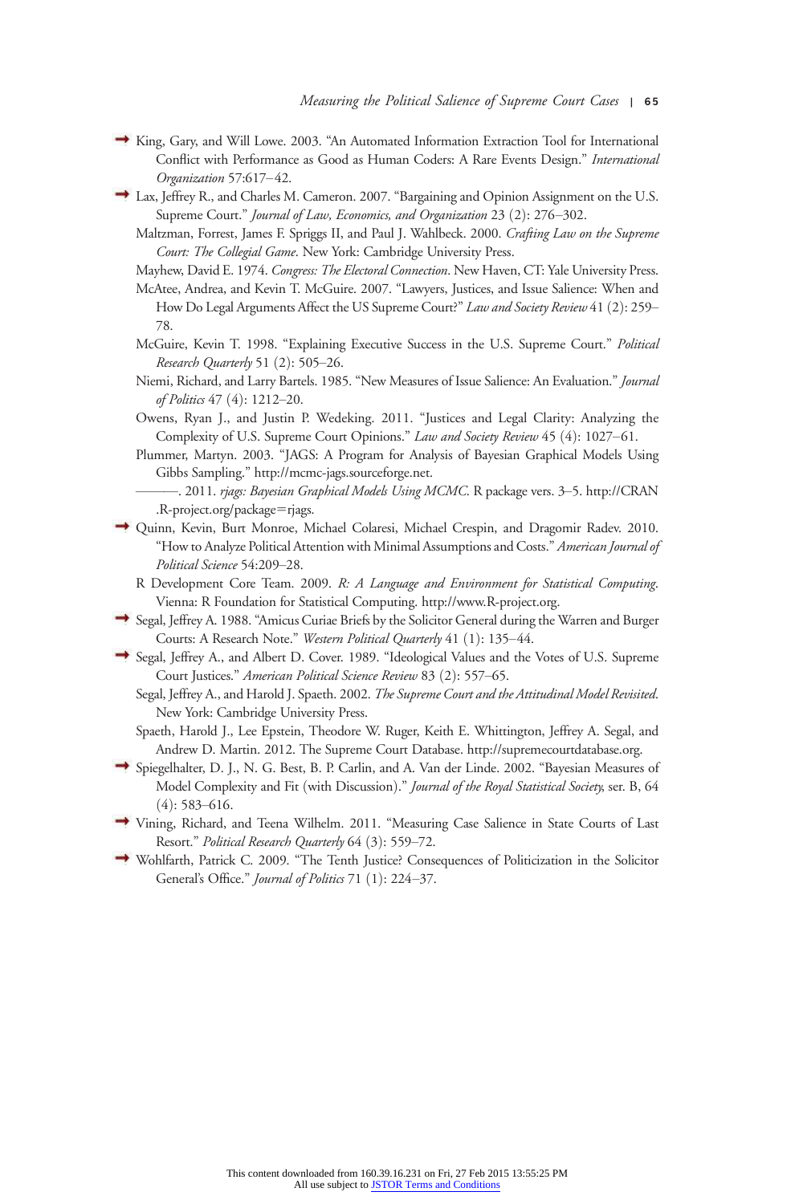King, Gary, and Will Lowe. 2003. "An Automated Information Extraction Tool for International Conflict with Performance as Good as Human Coders: A Rare Events Design." *International Organization* 57:617–42.

Lax, Jeffrey R., and Charles M. Cameron. 2007. "Bargaining and Opinion Assignment on the U.S. Supreme Court." *Journal of Law, Economics, and Organization* 23 (2): 276–302.

Maltzman, Forrest, James F. Spriggs II, and Paul J. Wahlbeck. 2000. *Crafting Law on the Supreme Court: The Collegial Game*. New York: Cambridge University Press.

Mayhew, David E. 1974. *Congress: The Electoral Connection*. New Haven, CT: Yale University Press.

McAtee, Andrea, and Kevin T. McGuire. 2007. "Lawyers, Justices, and Issue Salience: When and How Do Legal Arguments Affect the US Supreme Court?" *Law and Society Review* 41 (2): 259–78.

McGuire, Kevin T. 1998. "Explaining Executive Success in the U.S. Supreme Court." *Political Research Quarterly* 51 (2): 505–26.

Niemi, Richard, and Larry Bartels. 1985. "New Measures of Issue Salience: An Evaluation." *Journal of Politics* 47 (4): 1212–20.

Owens, Ryan J., and Justin P. Wedeking. 2011. "Justices and Legal Clarity: Analyzing the Complexity of U.S. Supreme Court Opinions." *Law and Society Review* 45 (4): 1027–61.

Plummer, Martyn. 2003. "JAGS: A Program for Analysis of Bayesian Graphical Models Using Gibbs Sampling." http://mcmc-jags.sourceforge.net.

———. 2011. *rjags: Bayesian Graphical Models Using MCMC*. R package vers. 3–5. http://CRAN.R-project.org/package=rjags.

Quinn, Kevin, Burt Monroe, Michael Colaresi, Michael Crespin, and Dragomir Radev. 2010. "How to Analyze Political Attention with Minimal Assumptions and Costs." *American Journal of Political Science* 54:209–28.

R Development Core Team. 2009. *R: A Language and Environment for Statistical Computing*. Vienna: R Foundation for Statistical Computing. http://www.R-project.org.

Segal, Jeffrey A. 1988. "Amicus Curiae Briefs by the Solicitor General during the Warren and Burger Courts: A Research Note." *Western Political Quarterly* 41 (1): 135–44.

Segal, Jeffrey A., and Albert D. Cover. 1989. "Ideological Values and the Votes of U.S. Supreme Court Justices." *American Political Science Review* 83 (2): 557–65.

Segal, Jeffrey A., and Harold J. Spaeth. 2002. *The Supreme Court and the Attitudinal Model Revisited*. New York: Cambridge University Press.

Spaeth, Harold J., Lee Epstein, Theodore W. Ruger, Keith E. Whittington, Jeffrey A. Segal, and Andrew D. Martin. 2012. The Supreme Court Database. http://supremecourtdatabase.org.

Spiegelhalter, D. J., N. G. Best, B. P. Carlin, and A. Van der Linde. 2002. "Bayesian Measures of Model Complexity and Fit (with Discussion)." *Journal of the Royal Statistical Society*, ser. B, 64 (4): 583–616.

Vining, Richard, and Teena Wilhelm. 2011. "Measuring Case Salience in State Courts of Last Resort." *Political Research Quarterly* 64 (3): 559–72.

Wohlfarth, Patrick C. 2009. "The Tenth Justice? Consequences of Politicization in the Solicitor General's Office." *Journal of Politics* 71 (1): 224–37.